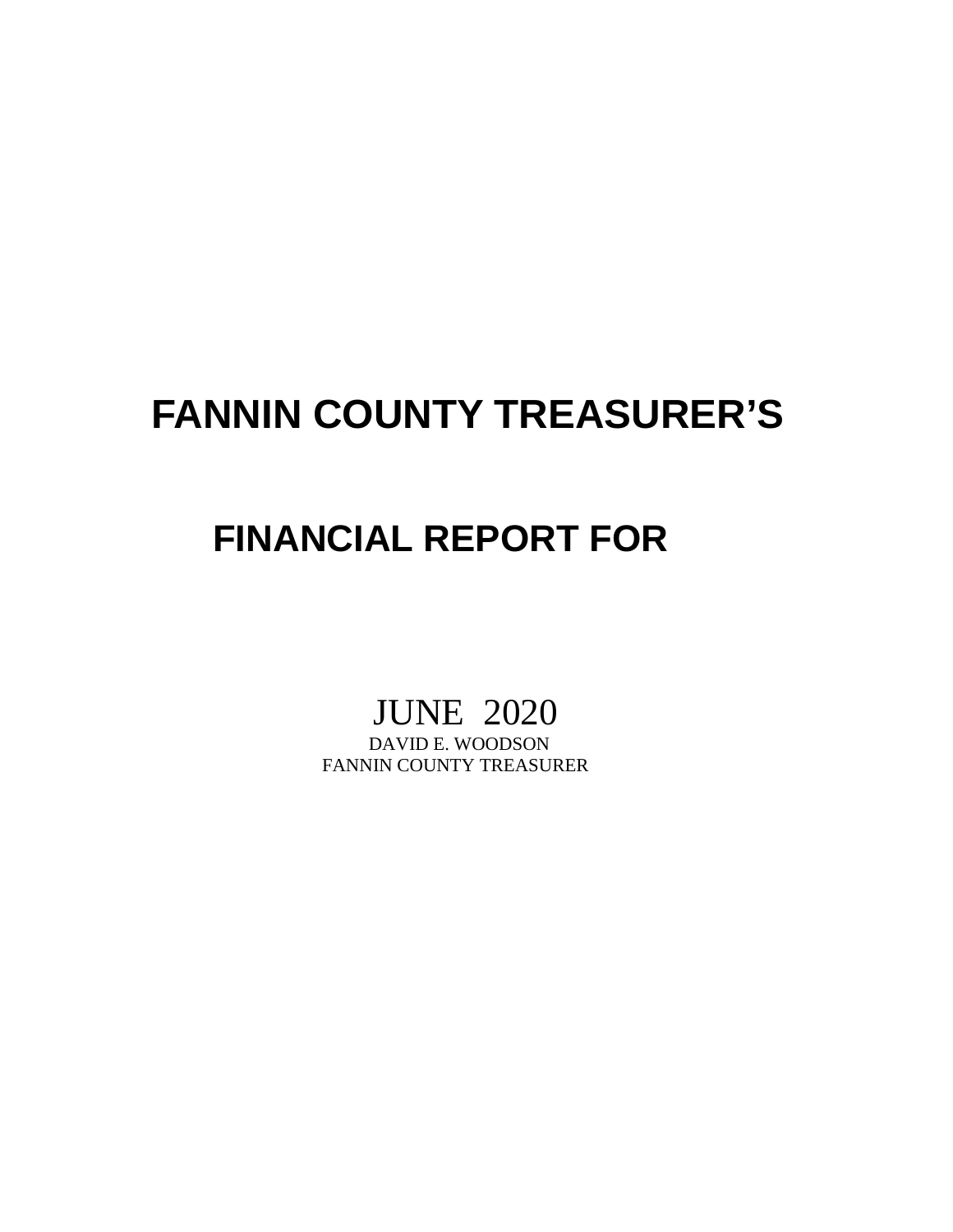# FANNIN COUNTY TREASURER'S

# FINANCIAL REPORT FOR

JUNE 2020

DAVID E. WOODSON

FANNIN COUNTY TREASURER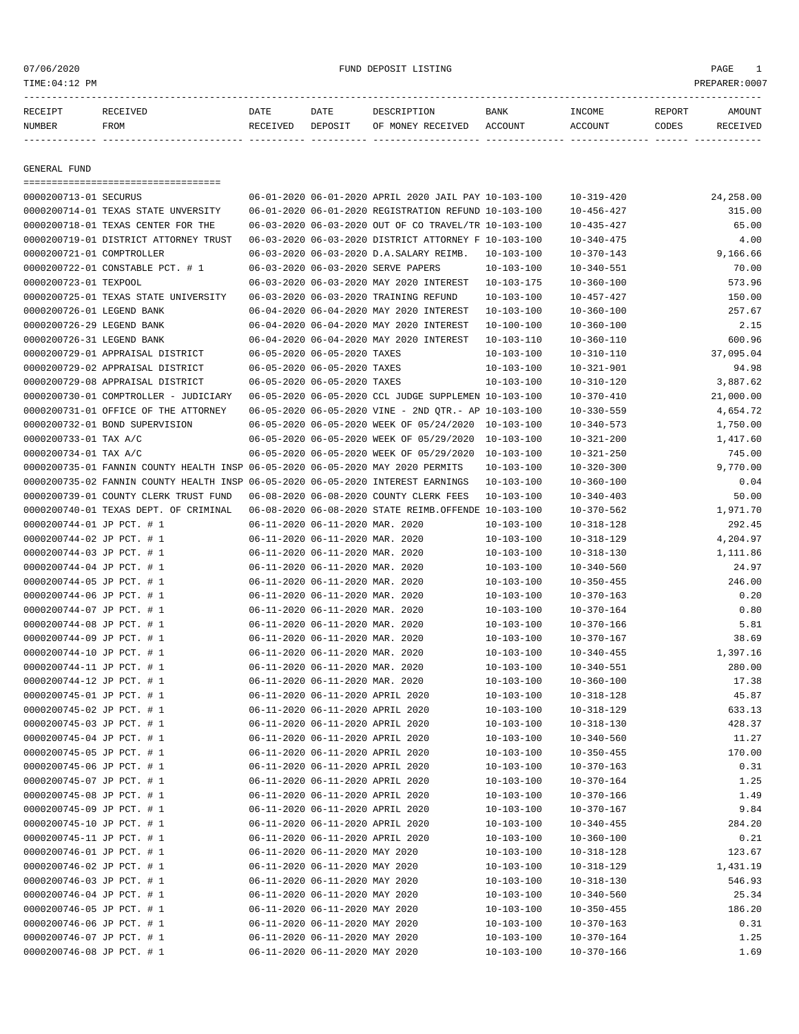07/06/2020 FUND DEPOSIT LISTING

TIME:04:12 PM PREPARER:0007

| RECEIPT NUMBER | RECEIVED FROM | DATE RECEIVED | DATE DEPOSIT | DESCRIPTION OF MONEY RECEIVED | BANK ACCOUNT | INCOME ACCOUNT | REPORT CODES | AMOUNT RECEIVED |
|---|---|---|---|---|---|---|---|---|

## GENERAL FUND

| RECEIPT NUMBER | RECEIVED FROM | DATE RECEIVED | DATE DEPOSIT | DESCRIPTION OF MONEY RECEIVED | BANK ACCOUNT | INCOME ACCOUNT | REPORT CODES | AMOUNT RECEIVED |
|---|---|---|---|---|---|---|---|---|
| 0000200713-01 | SECURUS | 06-01-2020 | 06-01-2020 | APRIL 2020 JAIL PAY | 10-103-100 | 10-319-420 | | 24,258.00 |
| 0000200714-01 | TEXAS STATE UNVERSITY | 06-01-2020 | 06-01-2020 | REGISTRATION REFUND | 10-103-100 | 10-456-427 | | 315.00 |
| 0000200718-01 | TEXAS CENTER FOR THE | 06-03-2020 | 06-03-2020 | OUT OF CO TRAVEL/TR | 10-103-100 | 10-435-427 | | 65.00 |
| 0000200719-01 | DISTRICT ATTORNEY TRUST | 06-03-2020 | 06-03-2020 | DISTRICT ATTORNEY F | 10-103-100 | 10-340-475 | | 4.00 |
| 0000200721-01 | COMPTROLLER | 06-03-2020 | 06-03-2020 | D.A.SALARY REIMB. | 10-103-100 | 10-370-143 | | 9,166.66 |
| 0000200722-01 | CONSTABLE PCT. # 1 | 06-03-2020 | 06-03-2020 | SERVE PAPERS | 10-103-100 | 10-340-551 | | 70.00 |
| 0000200723-01 | TEXPOOL | 06-03-2020 | 06-03-2020 | MAY 2020 INTEREST | 10-103-175 | 10-360-100 | | 573.96 |
| 0000200725-01 | TEXAS STATE UNIVERSITY | 06-03-2020 | 06-03-2020 | TRAINING REFUND | 10-103-100 | 10-457-427 | | 150.00 |
| 0000200726-01 | LEGEND BANK | 06-04-2020 | 06-04-2020 | MAY 2020 INTEREST | 10-103-100 | 10-360-100 | | 257.67 |
| 0000200726-29 | LEGEND BANK | 06-04-2020 | 06-04-2020 | MAY 2020 INTEREST | 10-100-100 | 10-360-100 | | 2.15 |
| 0000200726-31 | LEGEND BANK | 06-04-2020 | 06-04-2020 | MAY 2020 INTEREST | 10-103-110 | 10-360-110 | | 600.96 |
| 0000200729-01 | APPRAISAL DISTRICT | 06-05-2020 | 06-05-2020 | TAXES | 10-103-100 | 10-310-110 | | 37,095.04 |
| 0000200729-02 | APPRAISAL DISTRICT | 06-05-2020 | 06-05-2020 | TAXES | 10-103-100 | 10-321-901 | | 94.98 |
| 0000200729-08 | APPRAISAL DISTRICT | 06-05-2020 | 06-05-2020 | TAXES | 10-103-100 | 10-310-120 | | 3,887.62 |
| 0000200730-01 | COMPTROLLER - JUDICIARY | 06-05-2020 | 06-05-2020 | CCL JUDGE SUPPLEMEN | 10-103-100 | 10-370-410 | | 21,000.00 |
| 0000200731-01 | OFFICE OF THE ATTORNEY | 06-05-2020 | 06-05-2020 | VINE - 2ND QTR.- AP | 10-103-100 | 10-330-559 | | 4,654.72 |
| 0000200732-01 | BOND SUPERVISION | 06-05-2020 | 06-05-2020 | WEEK OF 05/24/2020 | 10-103-100 | 10-340-573 | | 1,750.00 |
| 0000200733-01 | TAX A/C | 06-05-2020 | 06-05-2020 | WEEK OF 05/29/2020 | 10-103-100 | 10-321-200 | | 1,417.60 |
| 0000200734-01 | TAX A/C | 06-05-2020 | 06-05-2020 | WEEK OF 05/29/2020 | 10-103-100 | 10-321-250 | | 745.00 |
| 0000200735-01 | FANNIN COUNTY HEALTH INSP | 06-05-2020 | 06-05-2020 | MAY 2020 PERMITS | 10-103-100 | 10-320-300 | | 9,770.00 |
| 0000200735-02 | FANNIN COUNTY HEALTH INSP | 06-05-2020 | 06-05-2020 | INTEREST EARNINGS | 10-103-100 | 10-360-100 | | 0.04 |
| 0000200739-01 | COUNTY CLERK TRUST FUND | 06-08-2020 | 06-08-2020 | COUNTY CLERK FEES | 10-103-100 | 10-340-403 | | 50.00 |
| 0000200740-01 | TEXAS DEPT. OF CRIMINAL | 06-08-2020 | 06-08-2020 | STATE REIMB.OFFENDE | 10-103-100 | 10-370-562 | | 1,971.70 |
| 0000200744-01 | JP PCT. # 1 | 06-11-2020 | 06-11-2020 | MAR. 2020 | 10-103-100 | 10-318-128 | | 292.45 |
| 0000200744-02 | JP PCT. # 1 | 06-11-2020 | 06-11-2020 | MAR. 2020 | 10-103-100 | 10-318-129 | | 4,204.97 |
| 0000200744-03 | JP PCT. # 1 | 06-11-2020 | 06-11-2020 | MAR. 2020 | 10-103-100 | 10-318-130 | | 1,111.86 |
| 0000200744-04 | JP PCT. # 1 | 06-11-2020 | 06-11-2020 | MAR. 2020 | 10-103-100 | 10-340-560 | | 24.97 |
| 0000200744-05 | JP PCT. # 1 | 06-11-2020 | 06-11-2020 | MAR. 2020 | 10-103-100 | 10-350-455 | | 246.00 |
| 0000200744-06 | JP PCT. # 1 | 06-11-2020 | 06-11-2020 | MAR. 2020 | 10-103-100 | 10-370-163 | | 0.20 |
| 0000200744-07 | JP PCT. # 1 | 06-11-2020 | 06-11-2020 | MAR. 2020 | 10-103-100 | 10-370-164 | | 0.80 |
| 0000200744-08 | JP PCT. # 1 | 06-11-2020 | 06-11-2020 | MAR. 2020 | 10-103-100 | 10-370-166 | | 5.81 |
| 0000200744-09 | JP PCT. # 1 | 06-11-2020 | 06-11-2020 | MAR. 2020 | 10-103-100 | 10-370-167 | | 38.69 |
| 0000200744-10 | JP PCT. # 1 | 06-11-2020 | 06-11-2020 | MAR. 2020 | 10-103-100 | 10-340-455 | | 1,397.16 |
| 0000200744-11 | JP PCT. # 1 | 06-11-2020 | 06-11-2020 | MAR. 2020 | 10-103-100 | 10-340-551 | | 280.00 |
| 0000200744-12 | JP PCT. # 1 | 06-11-2020 | 06-11-2020 | MAR. 2020 | 10-103-100 | 10-360-100 | | 17.38 |
| 0000200745-01 | JP PCT. # 1 | 06-11-2020 | 06-11-2020 | APRIL 2020 | 10-103-100 | 10-318-128 | | 45.87 |
| 0000200745-02 | JP PCT. # 1 | 06-11-2020 | 06-11-2020 | APRIL 2020 | 10-103-100 | 10-318-129 | | 633.13 |
| 0000200745-03 | JP PCT. # 1 | 06-11-2020 | 06-11-2020 | APRIL 2020 | 10-103-100 | 10-318-130 | | 428.37 |
| 0000200745-04 | JP PCT. # 1 | 06-11-2020 | 06-11-2020 | APRIL 2020 | 10-103-100 | 10-340-560 | | 11.27 |
| 0000200745-05 | JP PCT. # 1 | 06-11-2020 | 06-11-2020 | APRIL 2020 | 10-103-100 | 10-350-455 | | 170.00 |
| 0000200745-06 | JP PCT. # 1 | 06-11-2020 | 06-11-2020 | APRIL 2020 | 10-103-100 | 10-370-163 | | 0.31 |
| 0000200745-07 | JP PCT. # 1 | 06-11-2020 | 06-11-2020 | APRIL 2020 | 10-103-100 | 10-370-164 | | 1.25 |
| 0000200745-08 | JP PCT. # 1 | 06-11-2020 | 06-11-2020 | APRIL 2020 | 10-103-100 | 10-370-166 | | 1.49 |
| 0000200745-09 | JP PCT. # 1 | 06-11-2020 | 06-11-2020 | APRIL 2020 | 10-103-100 | 10-370-167 | | 9.84 |
| 0000200745-10 | JP PCT. # 1 | 06-11-2020 | 06-11-2020 | APRIL 2020 | 10-103-100 | 10-340-455 | | 284.20 |
| 0000200745-11 | JP PCT. # 1 | 06-11-2020 | 06-11-2020 | APRIL 2020 | 10-103-100 | 10-360-100 | | 0.21 |
| 0000200746-01 | JP PCT. # 1 | 06-11-2020 | 06-11-2020 | MAY 2020 | 10-103-100 | 10-318-128 | | 123.67 |
| 0000200746-02 | JP PCT. # 1 | 06-11-2020 | 06-11-2020 | MAY 2020 | 10-103-100 | 10-318-129 | | 1,431.19 |
| 0000200746-03 | JP PCT. # 1 | 06-11-2020 | 06-11-2020 | MAY 2020 | 10-103-100 | 10-318-130 | | 546.93 |
| 0000200746-04 | JP PCT. # 1 | 06-11-2020 | 06-11-2020 | MAY 2020 | 10-103-100 | 10-340-560 | | 25.34 |
| 0000200746-05 | JP PCT. # 1 | 06-11-2020 | 06-11-2020 | MAY 2020 | 10-103-100 | 10-350-455 | | 186.20 |
| 0000200746-06 | JP PCT. # 1 | 06-11-2020 | 06-11-2020 | MAY 2020 | 10-103-100 | 10-370-163 | | 0.31 |
| 0000200746-07 | JP PCT. # 1 | 06-11-2020 | 06-11-2020 | MAY 2020 | 10-103-100 | 10-370-164 | | 1.25 |
| 0000200746-08 | JP PCT. # 1 | 06-11-2020 | 06-11-2020 | MAY 2020 | 10-103-100 | 10-370-166 | | 1.69 |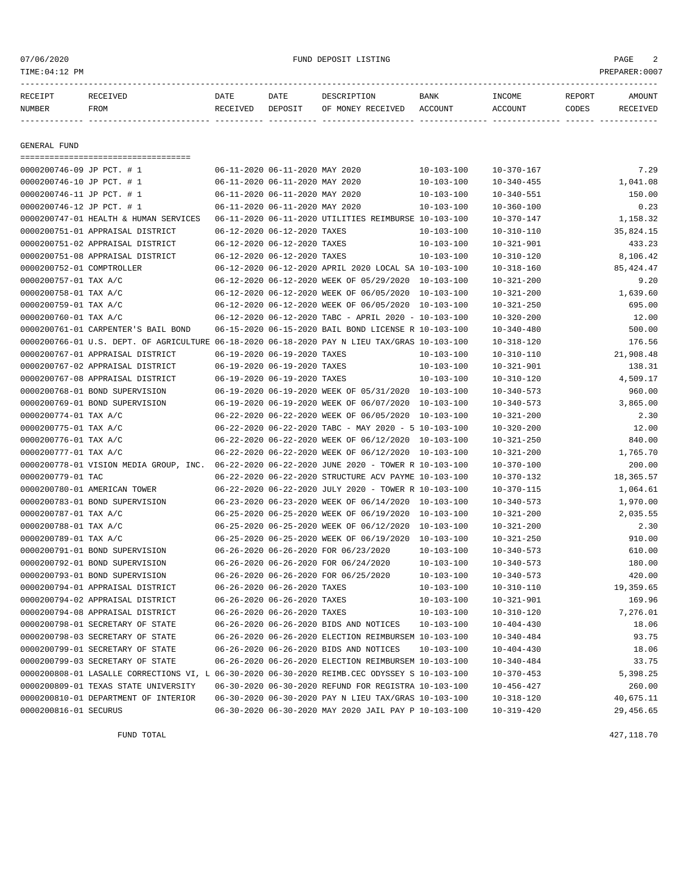07/06/2020 FUND DEPOSIT LISTING

TIME:04:12 PM PREPARER:0007

| RECEIPT NUMBER | RECEIVED FROM | DATE RECEIVED | DATE DEPOSIT | DESCRIPTION OF MONEY RECEIVED | BANK ACCOUNT | INCOME ACCOUNT | REPORT CODES | AMOUNT RECEIVED |
|---|---|---|---|---|---|---|---|---|

GENERAL FUND

| RECEIPT NUMBER | RECEIVED FROM | DATE RECEIVED | DATE DEPOSIT | DESCRIPTION OF MONEY RECEIVED | BANK ACCOUNT | INCOME ACCOUNT | REPORT CODES | AMOUNT RECEIVED |
|---|---|---|---|---|---|---|---|---|
| 0000200746-09 | JP PCT. # 1 | 06-11-2020 | 06-11-2020 | MAY 2020 | 10-103-100 | 10-370-167 | | 7.29 |
| 0000200746-10 | JP PCT. # 1 | 06-11-2020 | 06-11-2020 | MAY 2020 | 10-103-100 | 10-340-455 | | 1,041.08 |
| 0000200746-11 | JP PCT. # 1 | 06-11-2020 | 06-11-2020 | MAY 2020 | 10-103-100 | 10-340-551 | | 150.00 |
| 0000200746-12 | JP PCT. # 1 | 06-11-2020 | 06-11-2020 | MAY 2020 | 10-103-100 | 10-360-100 | | 0.23 |
| 0000200747-01 | HEALTH & HUMAN SERVICES | 06-11-2020 | 06-11-2020 | UTILITIES REIMBURSE | 10-103-100 | 10-370-147 | | 1,158.32 |
| 0000200751-01 | APPRAISAL DISTRICT | 06-12-2020 | 06-12-2020 | TAXES | 10-103-100 | 10-310-110 | | 35,824.15 |
| 0000200751-02 | APPRAISAL DISTRICT | 06-12-2020 | 06-12-2020 | TAXES | 10-103-100 | 10-321-901 | | 433.23 |
| 0000200751-08 | APPRAISAL DISTRICT | 06-12-2020 | 06-12-2020 | TAXES | 10-103-100 | 10-310-120 | | 8,106.42 |
| 0000200752-01 | COMPTROLLER | 06-12-2020 | 06-12-2020 | APRIL 2020 LOCAL SA | 10-103-100 | 10-318-160 | | 85,424.47 |
| 0000200757-01 | TAX A/C | 06-12-2020 | 06-12-2020 | WEEK OF 05/29/2020 | 10-103-100 | 10-321-200 | | 9.20 |
| 0000200758-01 | TAX A/C | 06-12-2020 | 06-12-2020 | WEEK OF 06/05/2020 | 10-103-100 | 10-321-200 | | 1,639.60 |
| 0000200759-01 | TAX A/C | 06-12-2020 | 06-12-2020 | WEEK OF 06/05/2020 | 10-103-100 | 10-321-250 | | 695.00 |
| 0000200760-01 | TAX A/C | 06-12-2020 | 06-12-2020 | TABC - APRIL 2020 - | 10-103-100 | 10-320-200 | | 12.00 |
| 0000200761-01 | CARPENTER'S BAIL BOND | 06-15-2020 | 06-15-2020 | BAIL BOND LICENSE R | 10-103-100 | 10-340-480 | | 500.00 |
| 0000200766-01 | U.S. DEPT. OF AGRICULTURE | 06-18-2020 | 06-18-2020 | PAY N LIEU TAX/GRAS | 10-103-100 | 10-318-120 | | 176.56 |
| 0000200767-01 | APPRAISAL DISTRICT | 06-19-2020 | 06-19-2020 | TAXES | 10-103-100 | 10-310-110 | | 21,908.48 |
| 0000200767-02 | APPRAISAL DISTRICT | 06-19-2020 | 06-19-2020 | TAXES | 10-103-100 | 10-321-901 | | 138.31 |
| 0000200767-08 | APPRAISAL DISTRICT | 06-19-2020 | 06-19-2020 | TAXES | 10-103-100 | 10-310-120 | | 4,509.17 |
| 0000200768-01 | BOND SUPERVISION | 06-19-2020 | 06-19-2020 | WEEK OF 05/31/2020 | 10-103-100 | 10-340-573 | | 960.00 |
| 0000200769-01 | BOND SUPERVISION | 06-19-2020 | 06-19-2020 | WEEK OF 06/07/2020 | 10-103-100 | 10-340-573 | | 3,865.00 |
| 0000200774-01 | TAX A/C | 06-22-2020 | 06-22-2020 | WEEK OF 06/05/2020 | 10-103-100 | 10-321-200 | | 2.30 |
| 0000200775-01 | TAX A/C | 06-22-2020 | 06-22-2020 | TABC - MAY 2020 - 5 | 10-103-100 | 10-320-200 | | 12.00 |
| 0000200776-01 | TAX A/C | 06-22-2020 | 06-22-2020 | WEEK OF 06/12/2020 | 10-103-100 | 10-321-250 | | 840.00 |
| 0000200777-01 | TAX A/C | 06-22-2020 | 06-22-2020 | WEEK OF 06/12/2020 | 10-103-100 | 10-321-200 | | 1,765.70 |
| 0000200778-01 | VISION MEDIA GROUP, INC. | 06-22-2020 | 06-22-2020 | JUNE 2020 - TOWER R | 10-103-100 | 10-370-100 | | 200.00 |
| 0000200779-01 | TAC | 06-22-2020 | 06-22-2020 | STRUCTURE ACV PAYME | 10-103-100 | 10-370-132 | | 18,365.57 |
| 0000200780-01 | AMERICAN TOWER | 06-22-2020 | 06-22-2020 | JULY 2020 - TOWER R | 10-103-100 | 10-370-115 | | 1,064.61 |
| 0000200783-01 | BOND SUPERVISION | 06-23-2020 | 06-23-2020 | WEEK OF 06/14/2020 | 10-103-100 | 10-340-573 | | 1,970.00 |
| 0000200787-01 | TAX A/C | 06-25-2020 | 06-25-2020 | WEEK OF 06/19/2020 | 10-103-100 | 10-321-200 | | 2,035.55 |
| 0000200788-01 | TAX A/C | 06-25-2020 | 06-25-2020 | WEEK OF 06/12/2020 | 10-103-100 | 10-321-200 | | 2.30 |
| 0000200789-01 | TAX A/C | 06-25-2020 | 06-25-2020 | WEEK OF 06/19/2020 | 10-103-100 | 10-321-250 | | 910.00 |
| 0000200791-01 | BOND SUPERVISION | 06-26-2020 | 06-26-2020 | FOR 06/23/2020 | 10-103-100 | 10-340-573 | | 610.00 |
| 0000200792-01 | BOND SUPERVISION | 06-26-2020 | 06-26-2020 | FOR 06/24/2020 | 10-103-100 | 10-340-573 | | 180.00 |
| 0000200793-01 | BOND SUPERVISION | 06-26-2020 | 06-26-2020 | FOR 06/25/2020 | 10-103-100 | 10-340-573 | | 420.00 |
| 0000200794-01 | APPRAISAL DISTRICT | 06-26-2020 | 06-26-2020 | TAXES | 10-103-100 | 10-310-110 | | 19,359.65 |
| 0000200794-02 | APPRAISAL DISTRICT | 06-26-2020 | 06-26-2020 | TAXES | 10-103-100 | 10-321-901 | | 169.96 |
| 0000200794-08 | APPRAISAL DISTRICT | 06-26-2020 | 06-26-2020 | TAXES | 10-103-100 | 10-310-120 | | 7,276.01 |
| 0000200798-01 | SECRETARY OF STATE | 06-26-2020 | 06-26-2020 | BIDS AND NOTICES | 10-103-100 | 10-404-430 | | 18.06 |
| 0000200798-03 | SECRETARY OF STATE | 06-26-2020 | 06-26-2020 | ELECTION REIMBURSEM | 10-103-100 | 10-340-484 | | 93.75 |
| 0000200799-01 | SECRETARY OF STATE | 06-26-2020 | 06-26-2020 | BIDS AND NOTICES | 10-103-100 | 10-404-430 | | 18.06 |
| 0000200799-03 | SECRETARY OF STATE | 06-26-2020 | 06-26-2020 | ELECTION REIMBURSEM | 10-103-100 | 10-340-484 | | 33.75 |
| 0000200808-01 | LASALLE CORRECTIONS VI, L | 06-30-2020 | 06-30-2020 | REIMB.CEC ODYSSEY S | 10-103-100 | 10-370-453 | | 5,398.25 |
| 0000200809-01 | TEXAS STATE UNIVERSITY | 06-30-2020 | 06-30-2020 | REFUND FOR REGISTRA | 10-103-100 | 10-456-427 | | 260.00 |
| 0000200810-01 | DEPARTMENT OF INTERIOR | 06-30-2020 | 06-30-2020 | PAY N LIEU TAX/GRAS | 10-103-100 | 10-318-120 | | 40,675.11 |
| 0000200816-01 | SECURUS | 06-30-2020 | 06-30-2020 | MAY 2020 JAIL PAY P | 10-103-100 | 10-319-420 | | 29,456.65 |

FUND TOTAL 427,118.70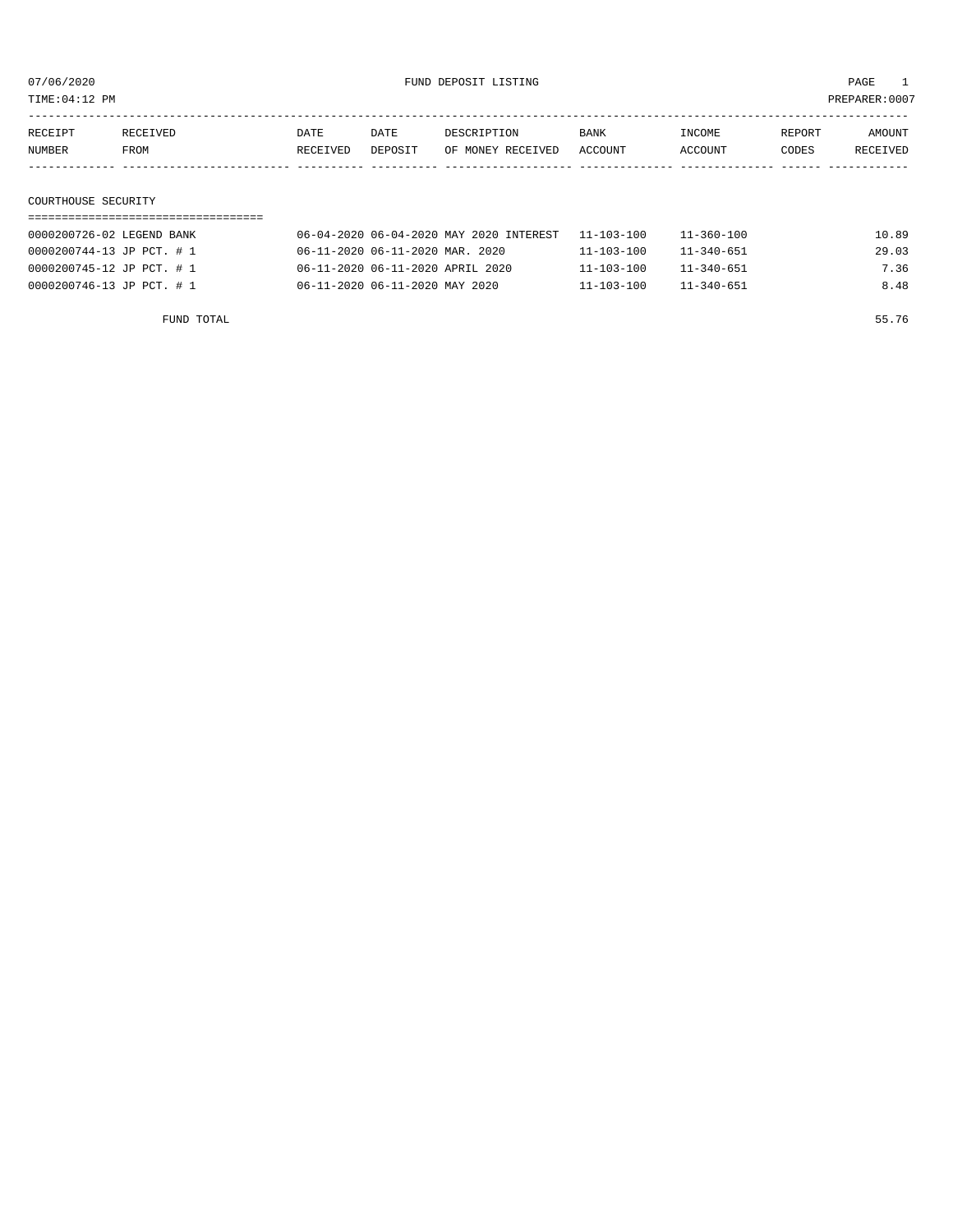07/06/2020 FUND DEPOSIT LISTING

TIME:04:12 PM PREPARER:0007

| RECEIPT NUMBER | RECEIVED FROM | DATE RECEIVED | DATE DEPOSIT | DESCRIPTION OF MONEY RECEIVED | BANK ACCOUNT | INCOME ACCOUNT | REPORT CODES | AMOUNT RECEIVED |
|---|---|---|---|---|---|---|---|---|

## COURTHOUSE SECURITY

| RECEIPT NUMBER | RECEIVED FROM | DATE RECEIVED | DATE DEPOSIT | DESCRIPTION OF MONEY RECEIVED | BANK ACCOUNT | INCOME ACCOUNT | REPORT CODES | AMOUNT RECEIVED |
|---|---|---|---|---|---|---|---|---|
| 0000200726-02 | LEGEND BANK | 06-04-2020 | 06-04-2020 | MAY 2020 INTEREST | 11-103-100 | 11-360-100 | | 10.89 |
| 0000200744-13 | JP PCT. # 1 | 06-11-2020 | 06-11-2020 | MAR. 2020 | 11-103-100 | 11-340-651 | | 29.03 |
| 0000200745-12 | JP PCT. # 1 | 06-11-2020 | 06-11-2020 | APRIL 2020 | 11-103-100 | 11-340-651 | | 7.36 |
| 0000200746-13 | JP PCT. # 1 | 06-11-2020 | 06-11-2020 | MAY 2020 | 11-103-100 | 11-340-651 | | 8.48 |

FUND TOTAL 55.76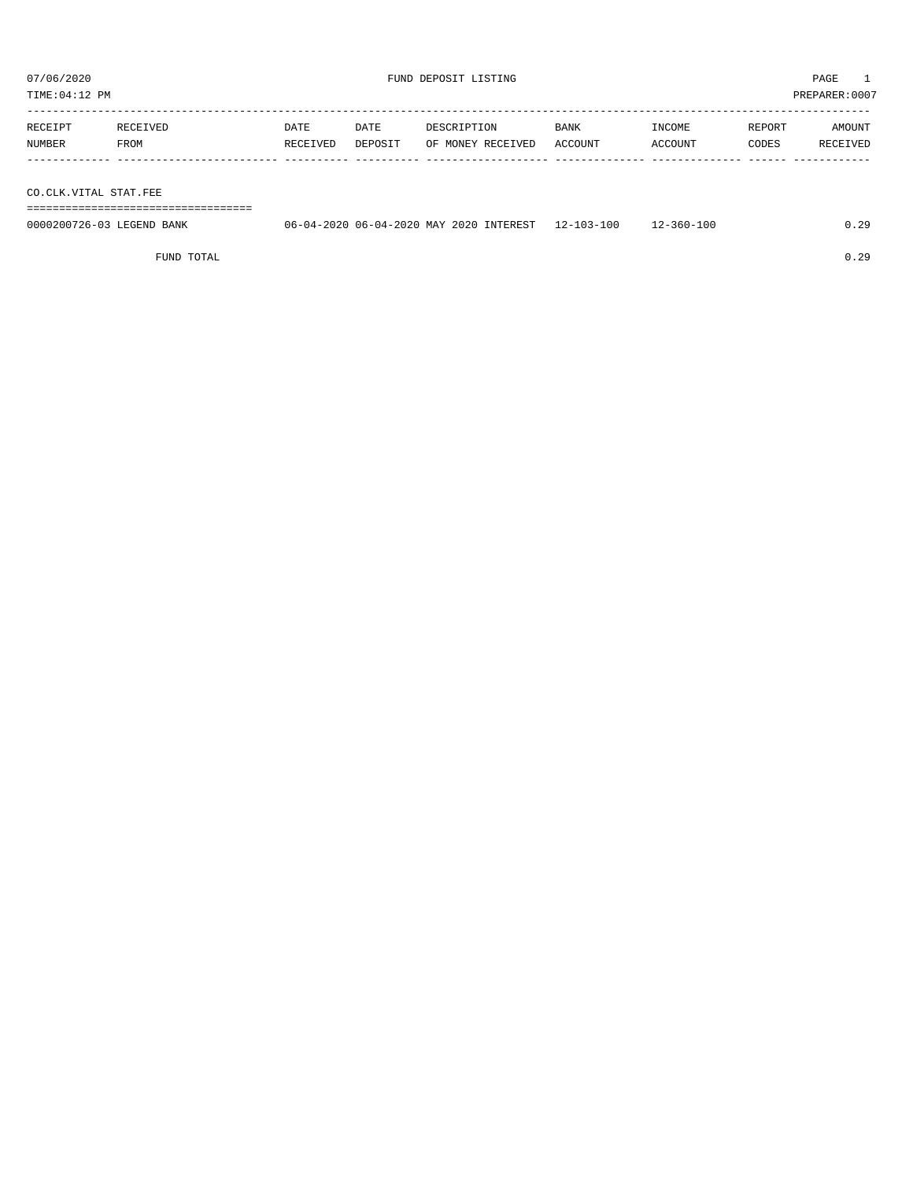07/06/2020 FUND DEPOSIT LISTING

TIME:04:12 PM PREPARER:0007

| RECEIPT NUMBER | RECEIVED FROM | DATE RECEIVED | DATE DEPOSIT | DESCRIPTION OF MONEY RECEIVED | BANK ACCOUNT | INCOME ACCOUNT | REPORT CODES | AMOUNT RECEIVED |
|---|---|---|---|---|---|---|---|---|
| CO.CLK.VITAL STAT.FEE | | | | | | | | |
| 0000200726-03 | LEGEND BANK | 06-04-2020 | 06-04-2020 | MAY 2020 INTEREST | 12-103-100 | 12-360-100 | | 0.29 |
| | FUND TOTAL | | | | | | | 0.29 |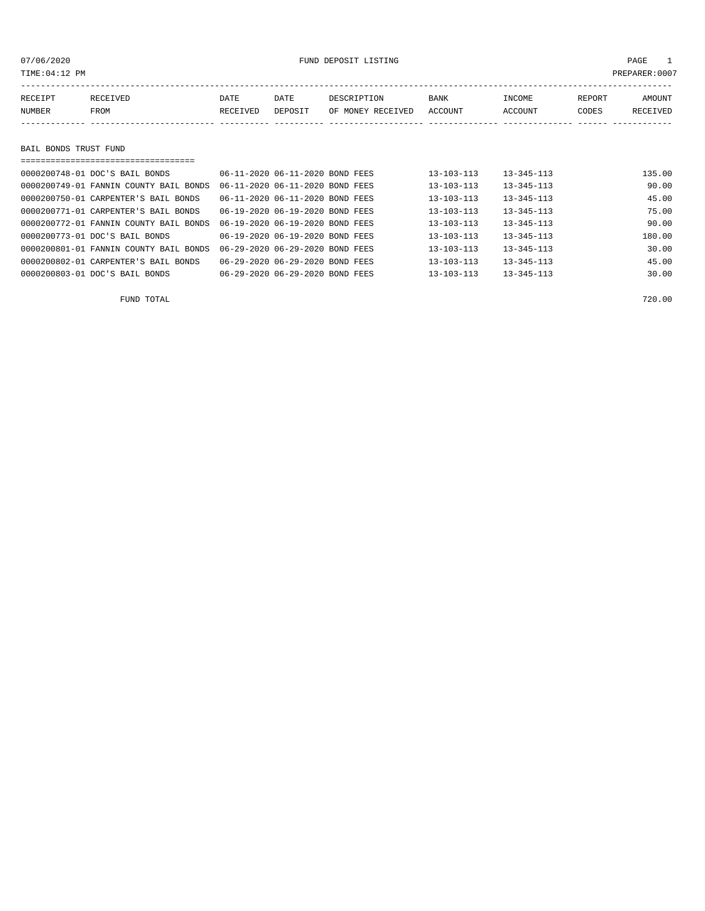07/06/2020 FUND DEPOSIT LISTING

TIME:04:12 PM PREPARER:0007

| RECEIPT NUMBER | RECEIVED FROM | DATE RECEIVED | DATE DEPOSIT | DESCRIPTION OF MONEY RECEIVED | BANK ACCOUNT | INCOME ACCOUNT | REPORT CODES | AMOUNT RECEIVED |
|---|---|---|---|---|---|---|---|---|

## BAIL BONDS TRUST FUND

| RECEIPT NUMBER | RECEIVED FROM | DATE RECEIVED | DATE DEPOSIT | DESCRIPTION OF MONEY RECEIVED | BANK ACCOUNT | INCOME ACCOUNT | REPORT CODES | AMOUNT RECEIVED |
|---|---|---|---|---|---|---|---|---|
| 0000200748-01 | DOC'S BAIL BONDS | 06-11-2020 | 06-11-2020 | BOND FEES | 13-103-113 | 13-345-113 | | 135.00 |
| 0000200749-01 | FANNIN COUNTY BAIL BONDS | 06-11-2020 | 06-11-2020 | BOND FEES | 13-103-113 | 13-345-113 | | 90.00 |
| 0000200750-01 | CARPENTER'S BAIL BONDS | 06-11-2020 | 06-11-2020 | BOND FEES | 13-103-113 | 13-345-113 | | 45.00 |
| 0000200771-01 | CARPENTER'S BAIL BONDS | 06-19-2020 | 06-19-2020 | BOND FEES | 13-103-113 | 13-345-113 | | 75.00 |
| 0000200772-01 | FANNIN COUNTY BAIL BONDS | 06-19-2020 | 06-19-2020 | BOND FEES | 13-103-113 | 13-345-113 | | 90.00 |
| 0000200773-01 | DOC'S BAIL BONDS | 06-19-2020 | 06-19-2020 | BOND FEES | 13-103-113 | 13-345-113 | | 180.00 |
| 0000200801-01 | FANNIN COUNTY BAIL BONDS | 06-29-2020 | 06-29-2020 | BOND FEES | 13-103-113 | 13-345-113 | | 30.00 |
| 0000200802-01 | CARPENTER'S BAIL BONDS | 06-29-2020 | 06-29-2020 | BOND FEES | 13-103-113 | 13-345-113 | | 45.00 |
| 0000200803-01 | DOC'S BAIL BONDS | 06-29-2020 | 06-29-2020 | BOND FEES | 13-103-113 | 13-345-113 | | 30.00 |

FUND TOTAL 720.00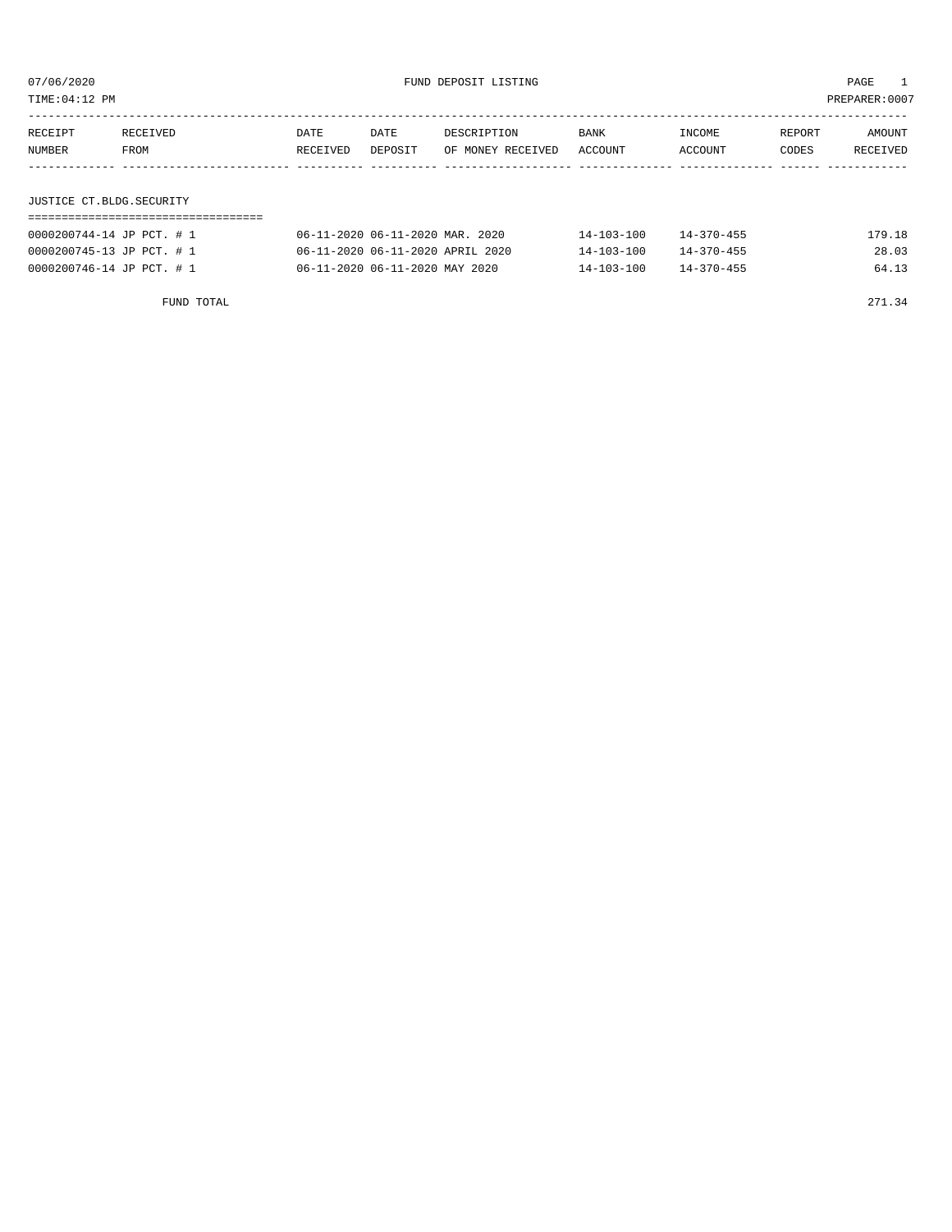07/06/2020 FUND DEPOSIT LISTING

TIME:04:12 PM PREPARER:0007

| RECEIPT NUMBER | RECEIVED FROM | DATE RECEIVED | DATE DEPOSIT | DESCRIPTION OF MONEY RECEIVED | BANK ACCOUNT | INCOME ACCOUNT | REPORT CODES | AMOUNT RECEIVED |
|---|---|---|---|---|---|---|---|---|
| **JUSTICE CT.BLDG.SECURITY** | | | | | | | | |
| 0000200744-14 | JP PCT. # 1 | 06-11-2020 | 06-11-2020 | MAR. 2020 | 14-103-100 | 14-370-455 | | 179.18 |
| 0000200745-13 | JP PCT. # 1 | 06-11-2020 | 06-11-2020 | APRIL 2020 | 14-103-100 | 14-370-455 | | 28.03 |
| 0000200746-14 | JP PCT. # 1 | 06-11-2020 | 06-11-2020 | MAY 2020 | 14-103-100 | 14-370-455 | | 64.13 |
| | FUND TOTAL | | | | | | | 271.34 |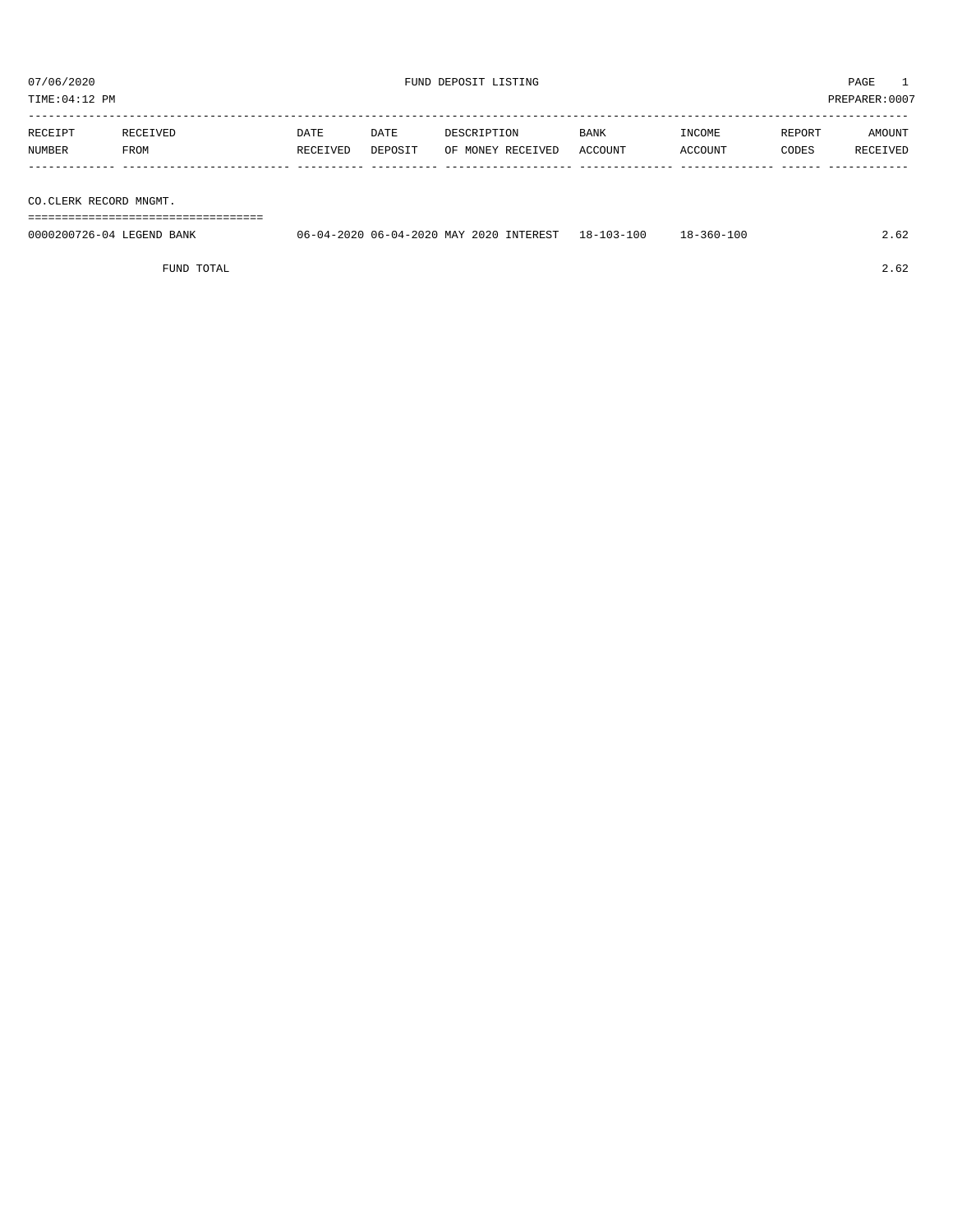07/06/2020 FUND DEPOSIT LISTING

TIME:04:12 PM PREPARER:0007

| RECEIPT NUMBER | RECEIVED FROM | DATE RECEIVED | DATE DEPOSIT | DESCRIPTION OF MONEY RECEIVED | BANK ACCOUNT | INCOME ACCOUNT | REPORT CODES | AMOUNT RECEIVED |
|---|---|---|---|---|---|---|---|---|
| **CO.CLERK RECORD MNGMT.** | | | | | | | | |
| 0000200726-04 | LEGEND BANK | 06-04-2020 | 06-04-2020 | MAY 2020 INTEREST | 18-103-100 | 18-360-100 | | 2.62 |
| | FUND TOTAL | | | | | | | 2.62 |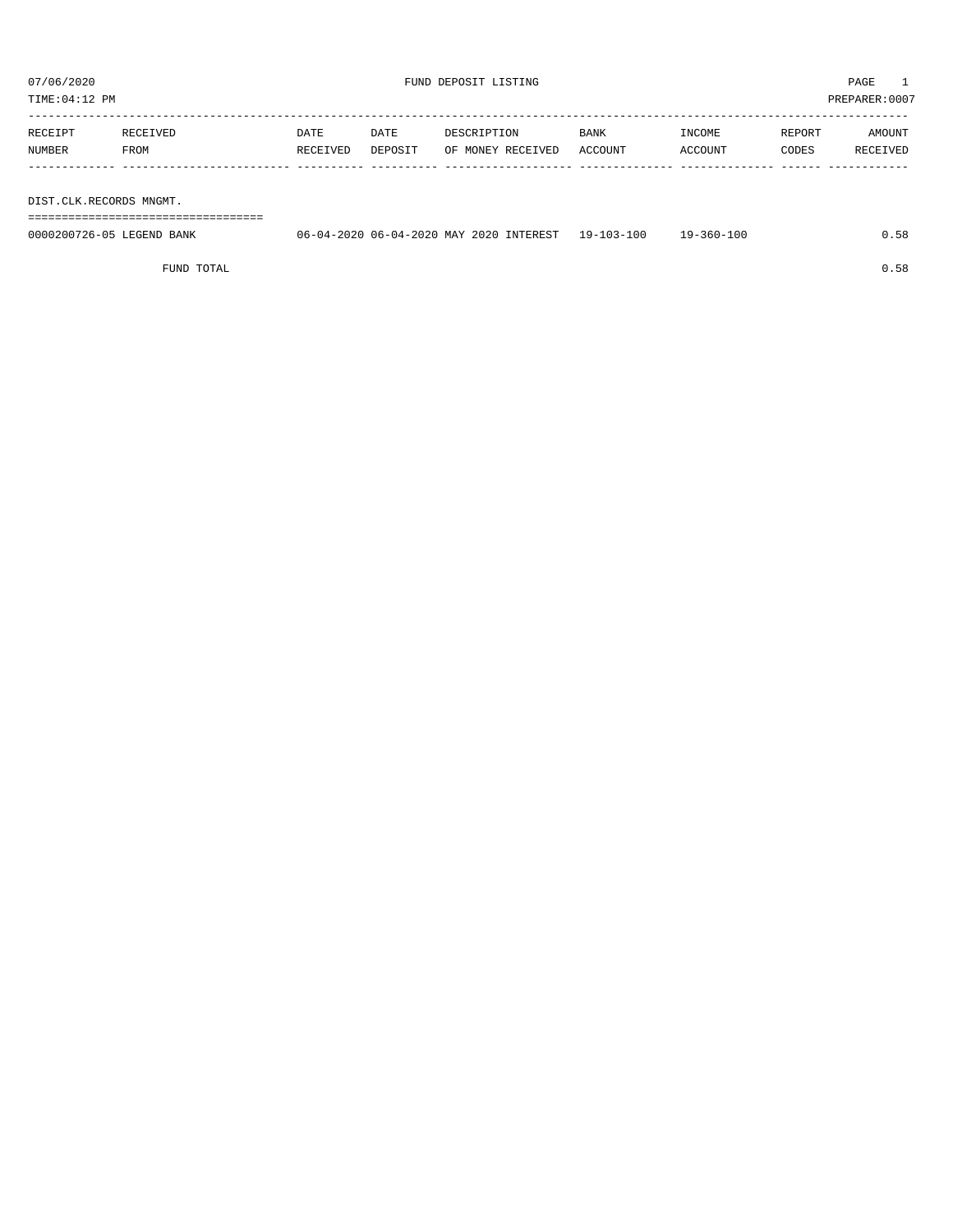07/06/2020 FUND DEPOSIT LISTING PAGE 1

TIME:04:12 PM PREPARER:0007

| RECEIPT NUMBER | RECEIVED FROM | DATE RECEIVED | DATE DEPOSIT | DESCRIPTION OF MONEY RECEIVED | BANK ACCOUNT | INCOME ACCOUNT | REPORT CODES | AMOUNT RECEIVED |
|---|---|---|---|---|---|---|---|---|
| **DIST.CLK.RECORDS MNGMT.** | | | | | | | | |
| 0000200726-05 | LEGEND BANK | 06-04-2020 | 06-04-2020 | MAY 2020 INTEREST | 19-103-100 | 19-360-100 | | 0.58 |
| | FUND TOTAL | | | | | | | 0.58 |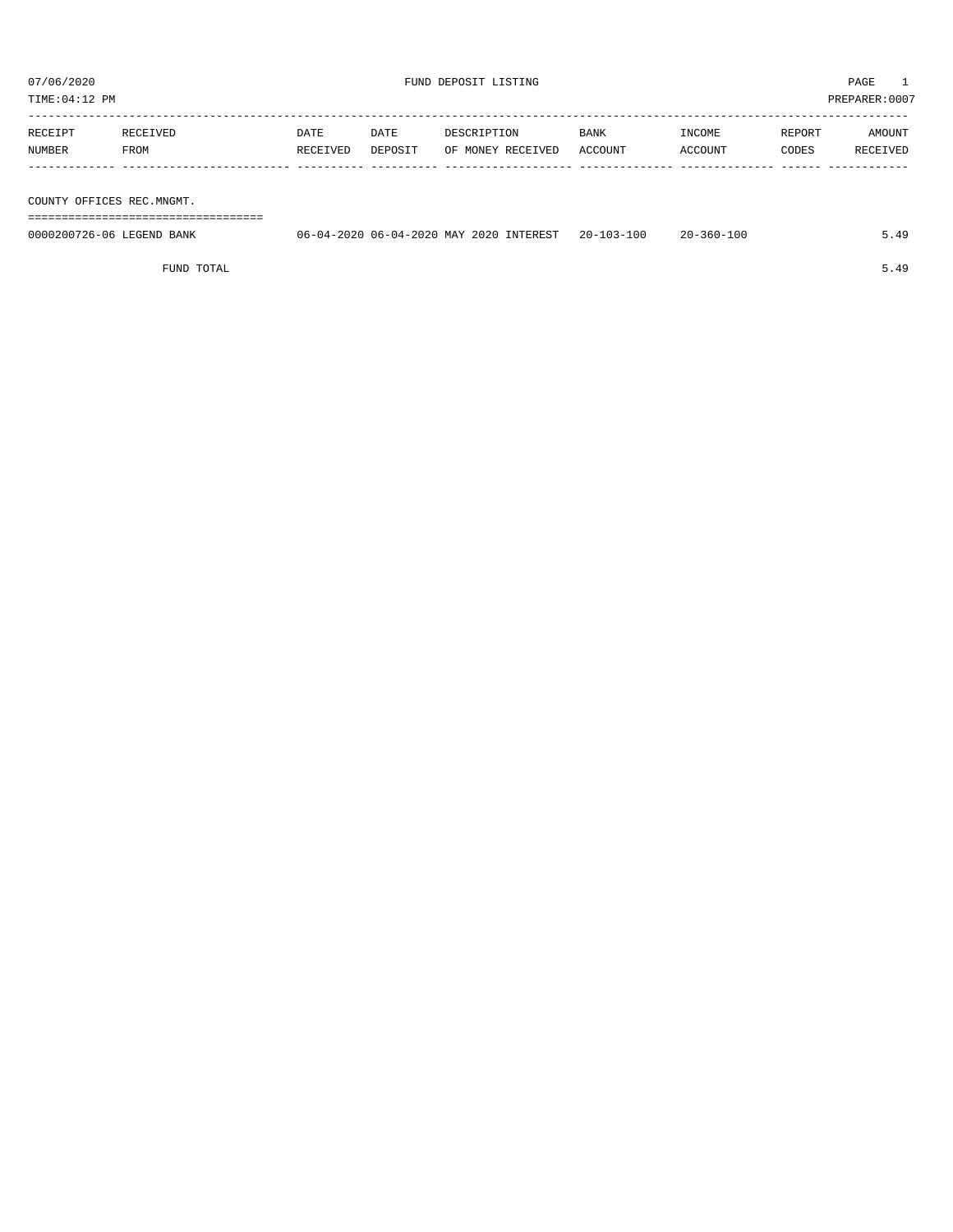07/06/2020 FUND DEPOSIT LISTING
TIME:04:12 PM PREPARER:0007

| RECEIPT NUMBER | RECEIVED FROM | DATE RECEIVED | DATE DEPOSIT | DESCRIPTION OF MONEY RECEIVED | BANK ACCOUNT | INCOME ACCOUNT | REPORT CODES | AMOUNT RECEIVED |
|---|---|---|---|---|---|---|---|---|
| **COUNTY OFFICES REC.MNGMT.** | | | | | | | | |
| 0000200726-06 | LEGEND BANK | 06-04-2020 | 06-04-2020 | MAY 2020 INTEREST | 20-103-100 | 20-360-100 | | 5.49 |
| | FUND TOTAL | | | | | | | 5.49 |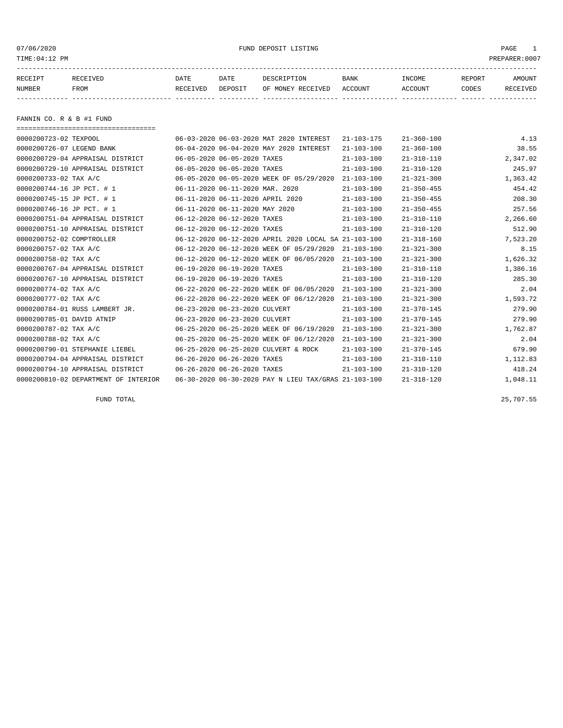07/06/2020 FUND DEPOSIT LISTING

TIME:04:12 PM PREPARER:0007

| RECEIPT NUMBER | RECEIVED FROM | DATE RECEIVED | DATE DEPOSIT | DESCRIPTION OF MONEY RECEIVED | BANK ACCOUNT | INCOME ACCOUNT | REPORT CODES | AMOUNT RECEIVED |
|---|---|---|---|---|---|---|---|---|

## FANNIN CO. R & B #1 FUND

| RECEIPT NUMBER | RECEIVED FROM | DATE RECEIVED | DATE DEPOSIT | DESCRIPTION OF MONEY RECEIVED | BANK ACCOUNT | INCOME ACCOUNT | REPORT CODES | AMOUNT RECEIVED |
|---|---|---|---|---|---|---|---|---|
| 0000200723-02 | TEXPOOL | 06-03-2020 | 06-03-2020 | MAT 2020 INTEREST | 21-103-175 | 21-360-100 | | 4.13 |
| 0000200726-07 | LEGEND BANK | 06-04-2020 | 06-04-2020 | MAY 2020 INTEREST | 21-103-100 | 21-360-100 | | 38.55 |
| 0000200729-04 | APPRAISAL DISTRICT | 06-05-2020 | 06-05-2020 | TAXES | 21-103-100 | 21-310-110 | | 2,347.02 |
| 0000200729-10 | APPRAISAL DISTRICT | 06-05-2020 | 06-05-2020 | TAXES | 21-103-100 | 21-310-120 | | 245.97 |
| 0000200733-02 | TAX A/C | 06-05-2020 | 06-05-2020 | WEEK OF 05/29/2020 | 21-103-100 | 21-321-300 | | 1,363.42 |
| 0000200744-16 | JP PCT. # 1 | 06-11-2020 | 06-11-2020 | MAR. 2020 | 21-103-100 | 21-350-455 | | 454.42 |
| 0000200745-15 | JP PCT. # 1 | 06-11-2020 | 06-11-2020 | APRIL 2020 | 21-103-100 | 21-350-455 | | 208.30 |
| 0000200746-16 | JP PCT. # 1 | 06-11-2020 | 06-11-2020 | MAY 2020 | 21-103-100 | 21-350-455 | | 257.56 |
| 0000200751-04 | APPRAISAL DISTRICT | 06-12-2020 | 06-12-2020 | TAXES | 21-103-100 | 21-310-110 | | 2,266.60 |
| 0000200751-10 | APPRAISAL DISTRICT | 06-12-2020 | 06-12-2020 | TAXES | 21-103-100 | 21-310-120 | | 512.90 |
| 0000200752-02 | COMPTROLLER | 06-12-2020 | 06-12-2020 | APRIL 2020 LOCAL SA | 21-103-100 | 21-318-160 | | 7,523.20 |
| 0000200757-02 | TAX A/C | 06-12-2020 | 06-12-2020 | WEEK OF 05/29/2020 | 21-103-100 | 21-321-300 | | 8.15 |
| 0000200758-02 | TAX A/C | 06-12-2020 | 06-12-2020 | WEEK OF 06/05/2020 | 21-103-100 | 21-321-300 | | 1,626.32 |
| 0000200767-04 | APPRAISAL DISTRICT | 06-19-2020 | 06-19-2020 | TAXES | 21-103-100 | 21-310-110 | | 1,386.16 |
| 0000200767-10 | APPRAISAL DISTRICT | 06-19-2020 | 06-19-2020 | TAXES | 21-103-100 | 21-310-120 | | 285.30 |
| 0000200774-02 | TAX A/C | 06-22-2020 | 06-22-2020 | WEEK OF 06/05/2020 | 21-103-100 | 21-321-300 | | 2.04 |
| 0000200777-02 | TAX A/C | 06-22-2020 | 06-22-2020 | WEEK OF 06/12/2020 | 21-103-100 | 21-321-300 | | 1,593.72 |
| 0000200784-01 | RUSS LAMBERT JR. | 06-23-2020 | 06-23-2020 | CULVERT | 21-103-100 | 21-370-145 | | 279.90 |
| 0000200785-01 | DAVID ATNIP | 06-23-2020 | 06-23-2020 | CULVERT | 21-103-100 | 21-370-145 | | 279.90 |
| 0000200787-02 | TAX A/C | 06-25-2020 | 06-25-2020 | WEEK OF 06/19/2020 | 21-103-100 | 21-321-300 | | 1,762.87 |
| 0000200788-02 | TAX A/C | 06-25-2020 | 06-25-2020 | WEEK OF 06/12/2020 | 21-103-100 | 21-321-300 | | 2.04 |
| 0000200790-01 | STEPHANIE LIEBEL | 06-25-2020 | 06-25-2020 | CULVERT & ROCK | 21-103-100 | 21-370-145 | | 679.90 |
| 0000200794-04 | APPRAISAL DISTRICT | 06-26-2020 | 06-26-2020 | TAXES | 21-103-100 | 21-310-110 | | 1,112.83 |
| 0000200794-10 | APPRAISAL DISTRICT | 06-26-2020 | 06-26-2020 | TAXES | 21-103-100 | 21-310-120 | | 418.24 |
| 0000200810-02 | DEPARTMENT OF INTERIOR | 06-30-2020 | 06-30-2020 | PAY N LIEU TAX/GRAS | 21-103-100 | 21-318-120 | | 1,048.11 |

FUND TOTAL 25,707.55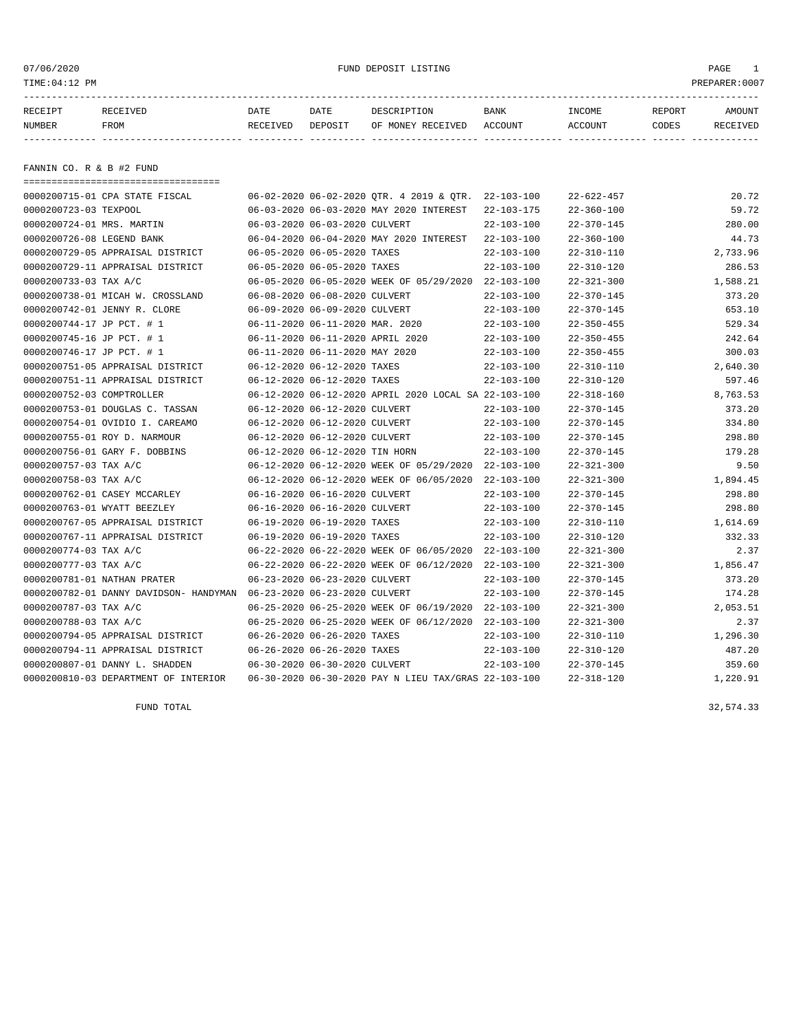FUND DEPOSIT LISTING

TIME:04:12 PM

| RECEIPT NUMBER | RECEIVED FROM | DATE RECEIVED | DATE DEPOSIT | DESCRIPTION OF MONEY RECEIVED | BANK ACCOUNT | INCOME ACCOUNT | REPORT CODES | AMOUNT RECEIVED |
|---|---|---|---|---|---|---|---|---|

## FANNIN CO. R & B #2 FUND

| RECEIPT NUMBER | RECEIVED FROM | DATE RECEIVED | DATE DEPOSIT | DESCRIPTION OF MONEY RECEIVED | BANK ACCOUNT | INCOME ACCOUNT | REPORT CODES | AMOUNT RECEIVED |
|---|---|---|---|---|---|---|---|---|
| 0000200715-01 | CPA STATE FISCAL | 06-02-2020 | 06-02-2020 | QTR. 4 2019 & QTR. | 22-103-100 | 22-622-457 | | 20.72 |
| 0000200723-03 | TEXPOOL | 06-03-2020 | 06-03-2020 | MAY 2020 INTEREST | 22-103-175 | 22-360-100 | | 59.72 |
| 0000200724-01 | MRS. MARTIN | 06-03-2020 | 06-03-2020 | CULVERT | 22-103-100 | 22-370-145 | | 280.00 |
| 0000200726-08 | LEGEND BANK | 06-04-2020 | 06-04-2020 | MAY 2020 INTEREST | 22-103-100 | 22-360-100 | | 44.73 |
| 0000200729-05 | APPRAISAL DISTRICT | 06-05-2020 | 06-05-2020 | TAXES | 22-103-100 | 22-310-110 | | 2,733.96 |
| 0000200729-11 | APPRAISAL DISTRICT | 06-05-2020 | 06-05-2020 | TAXES | 22-103-100 | 22-310-120 | | 286.53 |
| 0000200733-03 | TAX A/C | 06-05-2020 | 06-05-2020 | WEEK OF 05/29/2020 | 22-103-100 | 22-321-300 | | 1,588.21 |
| 0000200738-01 | MICAH W. CROSSLAND | 06-08-2020 | 06-08-2020 | CULVERT | 22-103-100 | 22-370-145 | | 373.20 |
| 0000200742-01 | JENNY R. CLORE | 06-09-2020 | 06-09-2020 | CULVERT | 22-103-100 | 22-370-145 | | 653.10 |
| 0000200744-17 | JP PCT. # 1 | 06-11-2020 | 06-11-2020 | MAR. 2020 | 22-103-100 | 22-350-455 | | 529.34 |
| 0000200745-16 | JP PCT. # 1 | 06-11-2020 | 06-11-2020 | APRIL 2020 | 22-103-100 | 22-350-455 | | 242.64 |
| 0000200746-17 | JP PCT. # 1 | 06-11-2020 | 06-11-2020 | MAY 2020 | 22-103-100 | 22-350-455 | | 300.03 |
| 0000200751-05 | APPRAISAL DISTRICT | 06-12-2020 | 06-12-2020 | TAXES | 22-103-100 | 22-310-110 | | 2,640.30 |
| 0000200751-11 | APPRAISAL DISTRICT | 06-12-2020 | 06-12-2020 | TAXES | 22-103-100 | 22-310-120 | | 597.46 |
| 0000200752-03 | COMPTROLLER | 06-12-2020 | 06-12-2020 | APRIL 2020 LOCAL SA | 22-103-100 | 22-318-160 | | 8,763.53 |
| 0000200753-01 | DOUGLAS C. TASSAN | 06-12-2020 | 06-12-2020 | CULVERT | 22-103-100 | 22-370-145 | | 373.20 |
| 0000200754-01 | OVIDIO I. CAREAMO | 06-12-2020 | 06-12-2020 | CULVERT | 22-103-100 | 22-370-145 | | 334.80 |
| 0000200755-01 | ROY D. NARMOUR | 06-12-2020 | 06-12-2020 | CULVERT | 22-103-100 | 22-370-145 | | 298.80 |
| 0000200756-01 | GARY F. DOBBINS | 06-12-2020 | 06-12-2020 | TIN HORN | 22-103-100 | 22-370-145 | | 179.28 |
| 0000200757-03 | TAX A/C | 06-12-2020 | 06-12-2020 | WEEK OF 05/29/2020 | 22-103-100 | 22-321-300 | | 9.50 |
| 0000200758-03 | TAX A/C | 06-12-2020 | 06-12-2020 | WEEK OF 06/05/2020 | 22-103-100 | 22-321-300 | | 1,894.45 |
| 0000200762-01 | CASEY MCCARLEY | 06-16-2020 | 06-16-2020 | CULVERT | 22-103-100 | 22-370-145 | | 298.80 |
| 0000200763-01 | WYATT BEEZLEY | 06-16-2020 | 06-16-2020 | CULVERT | 22-103-100 | 22-370-145 | | 298.80 |
| 0000200767-05 | APPRAISAL DISTRICT | 06-19-2020 | 06-19-2020 | TAXES | 22-103-100 | 22-310-110 | | 1,614.69 |
| 0000200767-11 | APPRAISAL DISTRICT | 06-19-2020 | 06-19-2020 | TAXES | 22-103-100 | 22-310-120 | | 332.33 |
| 0000200774-03 | TAX A/C | 06-22-2020 | 06-22-2020 | WEEK OF 06/05/2020 | 22-103-100 | 22-321-300 | | 2.37 |
| 0000200777-03 | TAX A/C | 06-22-2020 | 06-22-2020 | WEEK OF 06/12/2020 | 22-103-100 | 22-321-300 | | 1,856.47 |
| 0000200781-01 | NATHAN PRATER | 06-23-2020 | 06-23-2020 | CULVERT | 22-103-100 | 22-370-145 | | 373.20 |
| 0000200782-01 | DANNY DAVIDSON- HANDYMAN | 06-23-2020 | 06-23-2020 | CULVERT | 22-103-100 | 22-370-145 | | 174.28 |
| 0000200787-03 | TAX A/C | 06-25-2020 | 06-25-2020 | WEEK OF 06/19/2020 | 22-103-100 | 22-321-300 | | 2,053.51 |
| 0000200788-03 | TAX A/C | 06-25-2020 | 06-25-2020 | WEEK OF 06/12/2020 | 22-103-100 | 22-321-300 | | 2.37 |
| 0000200794-05 | APPRAISAL DISTRICT | 06-26-2020 | 06-26-2020 | TAXES | 22-103-100 | 22-310-110 | | 1,296.30 |
| 0000200794-11 | APPRAISAL DISTRICT | 06-26-2020 | 06-26-2020 | TAXES | 22-103-100 | 22-310-120 | | 487.20 |
| 0000200807-01 | DANNY L. SHADDEN | 06-30-2020 | 06-30-2020 | CULVERT | 22-103-100 | 22-370-145 | | 359.60 |
| 0000200810-03 | DEPARTMENT OF INTERIOR | 06-30-2020 | 06-30-2020 | PAY N LIEU TAX/GRAS | 22-103-100 | 22-318-120 | | 1,220.91 |
| | FUND TOTAL | | | | | | | 32,574.33 |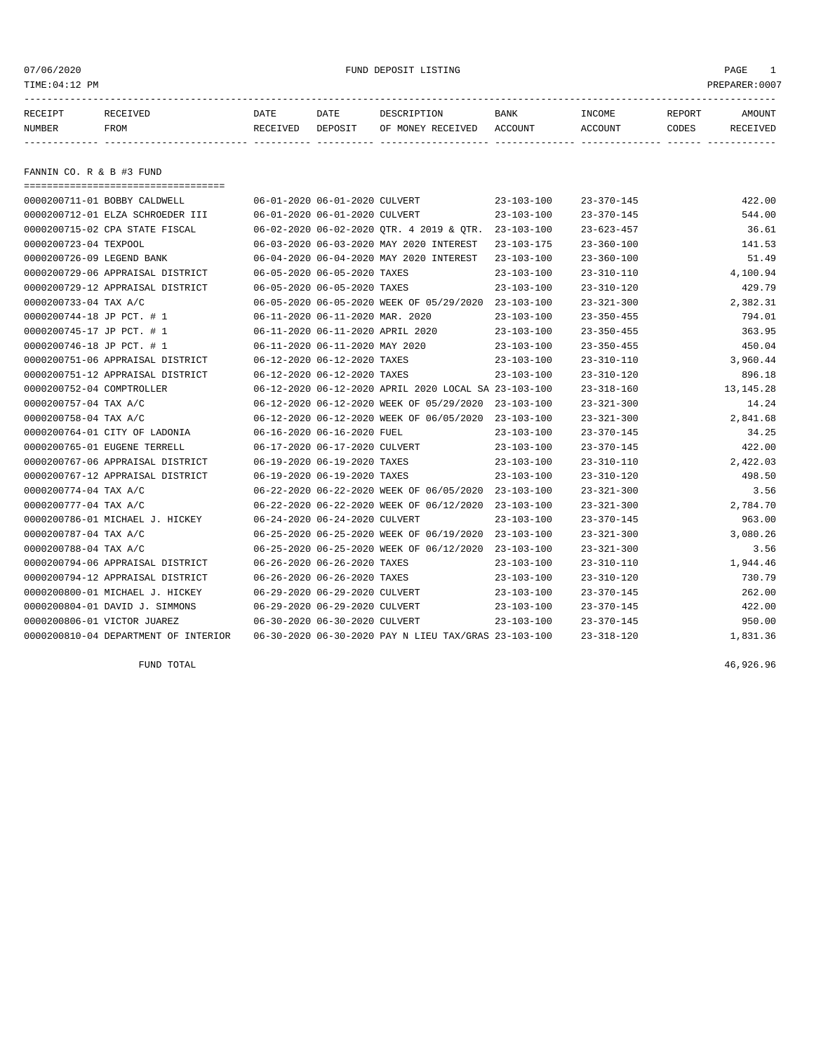FUND DEPOSIT LISTING

TIME:04:12 PM PREPARER:0007

| RECEIPT NUMBER | RECEIVED FROM | DATE RECEIVED | DATE DEPOSIT | DESCRIPTION OF MONEY RECEIVED | BANK ACCOUNT | INCOME ACCOUNT | REPORT CODES | AMOUNT RECEIVED |
|---|---|---|---|---|---|---|---|---|

## FANNIN CO. R & B #3 FUND

| RECEIPT NUMBER | RECEIVED FROM | DATE RECEIVED | DATE DEPOSIT | DESCRIPTION OF MONEY RECEIVED | BANK ACCOUNT | INCOME ACCOUNT | REPORT CODES | AMOUNT RECEIVED |
|---|---|---|---|---|---|---|---|---|
| 0000200711-01 | BOBBY CALDWELL | 06-01-2020 | 06-01-2020 | CULVERT | 23-103-100 | 23-370-145 | | 422.00 |
| 0000200712-01 | ELZA SCHROEDER III | 06-01-2020 | 06-01-2020 | CULVERT | 23-103-100 | 23-370-145 | | 544.00 |
| 0000200715-02 | CPA STATE FISCAL | 06-02-2020 | 06-02-2020 | QTR. 4 2019 & QTR. | 23-103-100 | 23-623-457 | | 36.61 |
| 0000200723-04 | TEXPOOL | 06-03-2020 | 06-03-2020 | MAY 2020 INTEREST | 23-103-175 | 23-360-100 | | 141.53 |
| 0000200726-09 | LEGEND BANK | 06-04-2020 | 06-04-2020 | MAY 2020 INTEREST | 23-103-100 | 23-360-100 | | 51.49 |
| 0000200729-06 | APPRAISAL DISTRICT | 06-05-2020 | 06-05-2020 | TAXES | 23-103-100 | 23-310-110 | | 4,100.94 |
| 0000200729-12 | APPRAISAL DISTRICT | 06-05-2020 | 06-05-2020 | TAXES | 23-103-100 | 23-310-120 | | 429.79 |
| 0000200733-04 | TAX A/C | 06-05-2020 | 06-05-2020 | WEEK OF 05/29/2020 | 23-103-100 | 23-321-300 | | 2,382.31 |
| 0000200744-18 | JP PCT. # 1 | 06-11-2020 | 06-11-2020 | MAR. 2020 | 23-103-100 | 23-350-455 | | 794.01 |
| 0000200745-17 | JP PCT. # 1 | 06-11-2020 | 06-11-2020 | APRIL 2020 | 23-103-100 | 23-350-455 | | 363.95 |
| 0000200746-18 | JP PCT. # 1 | 06-11-2020 | 06-11-2020 | MAY 2020 | 23-103-100 | 23-350-455 | | 450.04 |
| 0000200751-06 | APPRAISAL DISTRICT | 06-12-2020 | 06-12-2020 | TAXES | 23-103-100 | 23-310-110 | | 3,960.44 |
| 0000200751-12 | APPRAISAL DISTRICT | 06-12-2020 | 06-12-2020 | TAXES | 23-103-100 | 23-310-120 | | 896.18 |
| 0000200752-04 | COMPTROLLER | 06-12-2020 | 06-12-2020 | APRIL 2020 LOCAL SA | 23-103-100 | 23-318-160 | | 13,145.28 |
| 0000200757-04 | TAX A/C | 06-12-2020 | 06-12-2020 | WEEK OF 05/29/2020 | 23-103-100 | 23-321-300 | | 14.24 |
| 0000200758-04 | TAX A/C | 06-12-2020 | 06-12-2020 | WEEK OF 06/05/2020 | 23-103-100 | 23-321-300 | | 2,841.68 |
| 0000200764-01 | CITY OF LADONIA | 06-16-2020 | 06-16-2020 | FUEL | 23-103-100 | 23-370-145 | | 34.25 |
| 0000200765-01 | EUGENE TERRELL | 06-17-2020 | 06-17-2020 | CULVERT | 23-103-100 | 23-370-145 | | 422.00 |
| 0000200767-06 | APPRAISAL DISTRICT | 06-19-2020 | 06-19-2020 | TAXES | 23-103-100 | 23-310-110 | | 2,422.03 |
| 0000200767-12 | APPRAISAL DISTRICT | 06-19-2020 | 06-19-2020 | TAXES | 23-103-100 | 23-310-120 | | 498.50 |
| 0000200774-04 | TAX A/C | 06-22-2020 | 06-22-2020 | WEEK OF 06/05/2020 | 23-103-100 | 23-321-300 | | 3.56 |
| 0000200777-04 | TAX A/C | 06-22-2020 | 06-22-2020 | WEEK OF 06/12/2020 | 23-103-100 | 23-321-300 | | 2,784.70 |
| 0000200786-01 | MICHAEL J. HICKEY | 06-24-2020 | 06-24-2020 | CULVERT | 23-103-100 | 23-370-145 | | 963.00 |
| 0000200787-04 | TAX A/C | 06-25-2020 | 06-25-2020 | WEEK OF 06/19/2020 | 23-103-100 | 23-321-300 | | 3,080.26 |
| 0000200788-04 | TAX A/C | 06-25-2020 | 06-25-2020 | WEEK OF 06/12/2020 | 23-103-100 | 23-321-300 | | 3.56 |
| 0000200794-06 | APPRAISAL DISTRICT | 06-26-2020 | 06-26-2020 | TAXES | 23-103-100 | 23-310-110 | | 1,944.46 |
| 0000200794-12 | APPRAISAL DISTRICT | 06-26-2020 | 06-26-2020 | TAXES | 23-103-100 | 23-310-120 | | 730.79 |
| 0000200800-01 | MICHAEL J. HICKEY | 06-29-2020 | 06-29-2020 | CULVERT | 23-103-100 | 23-370-145 | | 262.00 |
| 0000200804-01 | DAVID J. SIMMONS | 06-29-2020 | 06-29-2020 | CULVERT | 23-103-100 | 23-370-145 | | 422.00 |
| 0000200806-01 | VICTOR JUAREZ | 06-30-2020 | 06-30-2020 | CULVERT | 23-103-100 | 23-370-145 | | 950.00 |
| 0000200810-04 | DEPARTMENT OF INTERIOR | 06-30-2020 | 06-30-2020 | PAY N LIEU TAX/GRAS | 23-103-100 | 23-318-120 | | 1,831.36 |
| | FUND TOTAL | | | | | | | 46,926.96 |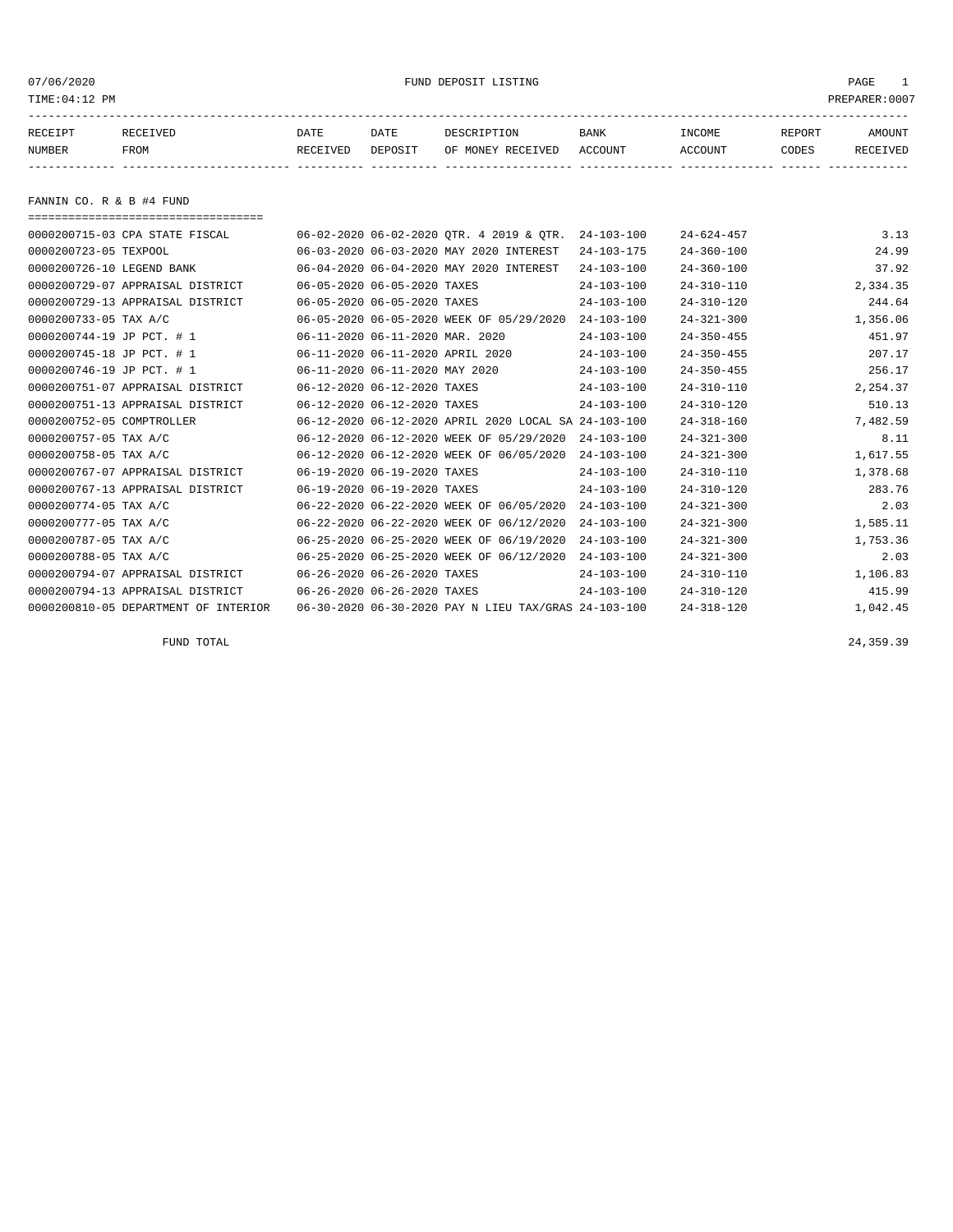07/06/2020 FUND DEPOSIT LISTING

TIME:04:12 PM PREPARER:0007

| RECEIPT NUMBER | RECEIVED FROM | DATE RECEIVED | DATE DEPOSIT | DESCRIPTION OF MONEY RECEIVED | BANK ACCOUNT | INCOME ACCOUNT | REPORT CODES | AMOUNT RECEIVED |
|---|---|---|---|---|---|---|---|---|

## FANNIN CO. R & B #4 FUND

| RECEIPT NUMBER | RECEIVED FROM | DATE RECEIVED | DATE DEPOSIT | DESCRIPTION OF MONEY RECEIVED | BANK ACCOUNT | INCOME ACCOUNT | REPORT CODES | AMOUNT RECEIVED |
|---|---|---|---|---|---|---|---|---|
| 0000200715-03 | CPA STATE FISCAL | 06-02-2020 | 06-02-2020 | QTR. 4 2019 & QTR. | 24-103-100 | 24-624-457 | | 3.13 |
| 0000200723-05 | TEXPOOL | 06-03-2020 | 06-03-2020 | MAY 2020 INTEREST | 24-103-175 | 24-360-100 | | 24.99 |
| 0000200726-10 | LEGEND BANK | 06-04-2020 | 06-04-2020 | MAY 2020 INTEREST | 24-103-100 | 24-360-100 | | 37.92 |
| 0000200729-07 | APPRAISAL DISTRICT | 06-05-2020 | 06-05-2020 | TAXES | 24-103-100 | 24-310-110 | | 2,334.35 |
| 0000200729-13 | APPRAISAL DISTRICT | 06-05-2020 | 06-05-2020 | TAXES | 24-103-100 | 24-310-120 | | 244.64 |
| 0000200733-05 | TAX A/C | 06-05-2020 | 06-05-2020 | WEEK OF 05/29/2020 | 24-103-100 | 24-321-300 | | 1,356.06 |
| 0000200744-19 | JP PCT. # 1 | 06-11-2020 | 06-11-2020 | MAR. 2020 | 24-103-100 | 24-350-455 | | 451.97 |
| 0000200745-18 | JP PCT. # 1 | 06-11-2020 | 06-11-2020 | APRIL 2020 | 24-103-100 | 24-350-455 | | 207.17 |
| 0000200746-19 | JP PCT. # 1 | 06-11-2020 | 06-11-2020 | MAY 2020 | 24-103-100 | 24-350-455 | | 256.17 |
| 0000200751-07 | APPRAISAL DISTRICT | 06-12-2020 | 06-12-2020 | TAXES | 24-103-100 | 24-310-110 | | 2,254.37 |
| 0000200751-13 | APPRAISAL DISTRICT | 06-12-2020 | 06-12-2020 | TAXES | 24-103-100 | 24-310-120 | | 510.13 |
| 0000200752-05 | COMPTROLLER | 06-12-2020 | 06-12-2020 | APRIL 2020 LOCAL SA | 24-103-100 | 24-318-160 | | 7,482.59 |
| 0000200757-05 | TAX A/C | 06-12-2020 | 06-12-2020 | WEEK OF 05/29/2020 | 24-103-100 | 24-321-300 | | 8.11 |
| 0000200758-05 | TAX A/C | 06-12-2020 | 06-12-2020 | WEEK OF 06/05/2020 | 24-103-100 | 24-321-300 | | 1,617.55 |
| 0000200767-07 | APPRAISAL DISTRICT | 06-19-2020 | 06-19-2020 | TAXES | 24-103-100 | 24-310-110 | | 1,378.68 |
| 0000200767-13 | APPRAISAL DISTRICT | 06-19-2020 | 06-19-2020 | TAXES | 24-103-100 | 24-310-120 | | 283.76 |
| 0000200774-05 | TAX A/C | 06-22-2020 | 06-22-2020 | WEEK OF 06/05/2020 | 24-103-100 | 24-321-300 | | 2.03 |
| 0000200777-05 | TAX A/C | 06-22-2020 | 06-22-2020 | WEEK OF 06/12/2020 | 24-103-100 | 24-321-300 | | 1,585.11 |
| 0000200787-05 | TAX A/C | 06-25-2020 | 06-25-2020 | WEEK OF 06/19/2020 | 24-103-100 | 24-321-300 | | 1,753.36 |
| 0000200788-05 | TAX A/C | 06-25-2020 | 06-25-2020 | WEEK OF 06/12/2020 | 24-103-100 | 24-321-300 | | 2.03 |
| 0000200794-07 | APPRAISAL DISTRICT | 06-26-2020 | 06-26-2020 | TAXES | 24-103-100 | 24-310-110 | | 1,106.83 |
| 0000200794-13 | APPRAISAL DISTRICT | 06-26-2020 | 06-26-2020 | TAXES | 24-103-100 | 24-310-120 | | 415.99 |
| 0000200810-05 | DEPARTMENT OF INTERIOR | 06-30-2020 | 06-30-2020 | PAY N LIEU TAX/GRAS | 24-103-100 | 24-318-120 | | 1,042.45 |

FUND TOTAL 24,359.39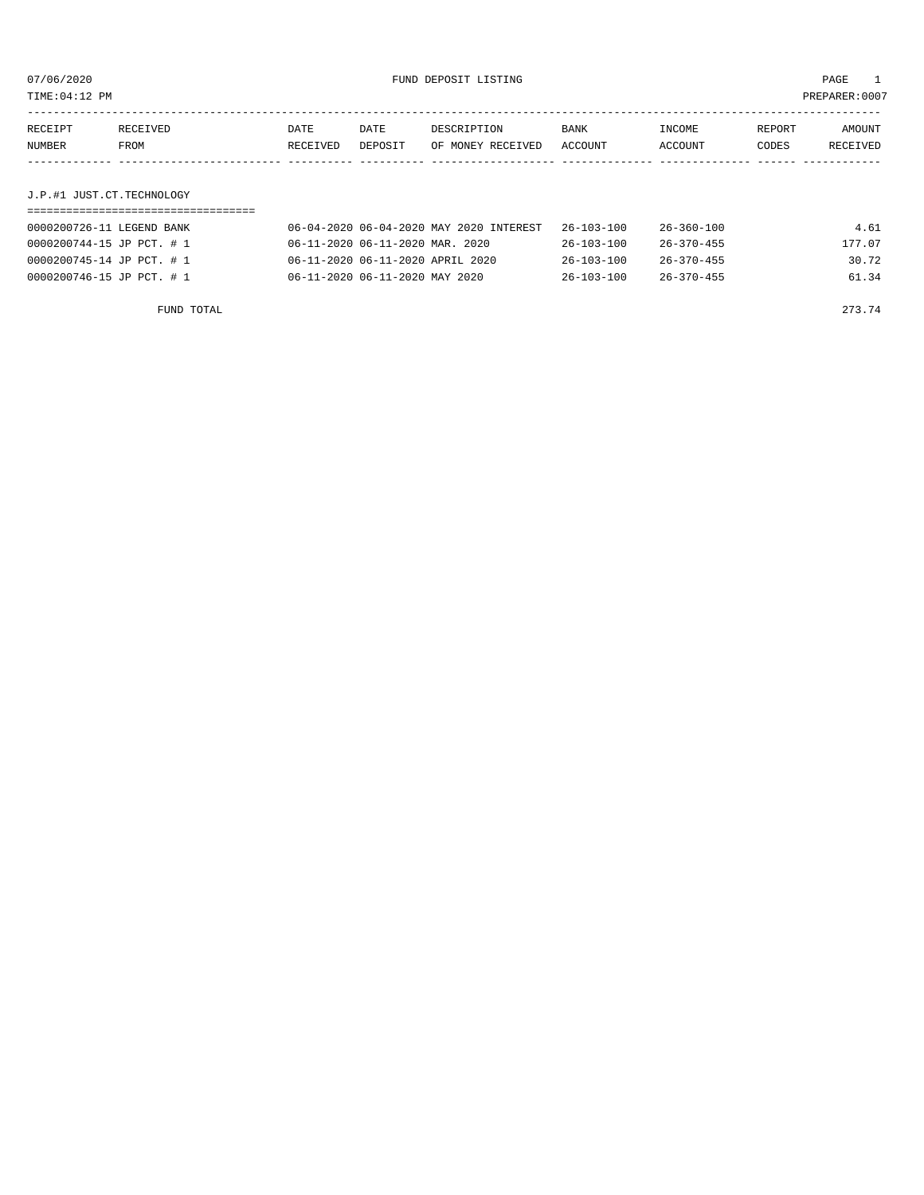07/06/2020 FUND DEPOSIT LISTING PAGE 1

TIME:04:12 PM PREPARER:0007

| RECEIPT NUMBER | RECEIVED FROM | DATE RECEIVED | DATE DEPOSIT | DESCRIPTION OF MONEY RECEIVED | BANK ACCOUNT | INCOME ACCOUNT | REPORT CODES | AMOUNT RECEIVED |
|---|---|---|---|---|---|---|---|---|

## J.P.#1 JUST.CT.TECHNOLOGY

| RECEIPT NUMBER | RECEIVED FROM | DATE RECEIVED | DATE DEPOSIT | DESCRIPTION OF MONEY RECEIVED | BANK ACCOUNT | INCOME ACCOUNT | REPORT CODES | AMOUNT RECEIVED |
|---|---|---|---|---|---|---|---|---|
| 0000200726-11 | LEGEND BANK | 06-04-2020 | 06-04-2020 | MAY 2020 INTEREST | 26-103-100 | 26-360-100 | | 4.61 |
| 0000200744-15 | JP PCT. # 1 | 06-11-2020 | 06-11-2020 | MAR. 2020 | 26-103-100 | 26-370-455 | | 177.07 |
| 0000200745-14 | JP PCT. # 1 | 06-11-2020 | 06-11-2020 | APRIL 2020 | 26-103-100 | 26-370-455 | | 30.72 |
| 0000200746-15 | JP PCT. # 1 | 06-11-2020 | 06-11-2020 | MAY 2020 | 26-103-100 | 26-370-455 | | 61.34 |
| | FUND TOTAL | | | | | | | 273.74 |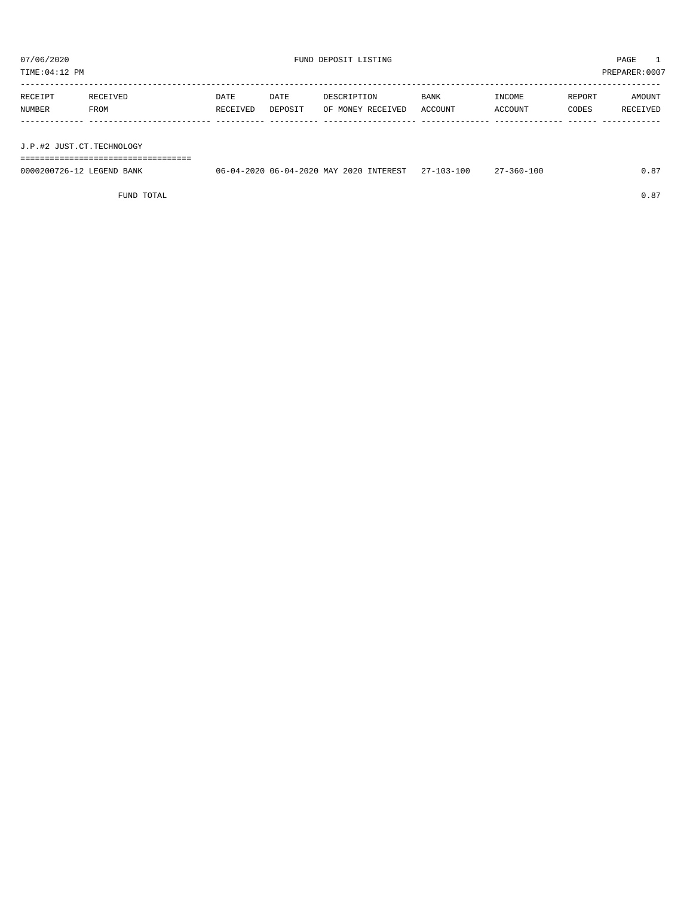FUND DEPOSIT LISTING

| RECEIPT NUMBER | RECEIVED FROM | DATE RECEIVED | DATE DEPOSIT | DESCRIPTION OF MONEY RECEIVED | BANK ACCOUNT | INCOME ACCOUNT | REPORT CODES | AMOUNT RECEIVED |
|---|---|---|---|---|---|---|---|---|
| **J.P.#2 JUST.CT.TECHNOLOGY** | | | | | | | | |
| 0000200726-12 | LEGEND BANK | 06-04-2020 | 06-04-2020 | MAY 2020 INTEREST | 27-103-100 | 27-360-100 | | 0.87 |
| | FUND TOTAL | | | | | | | 0.87 |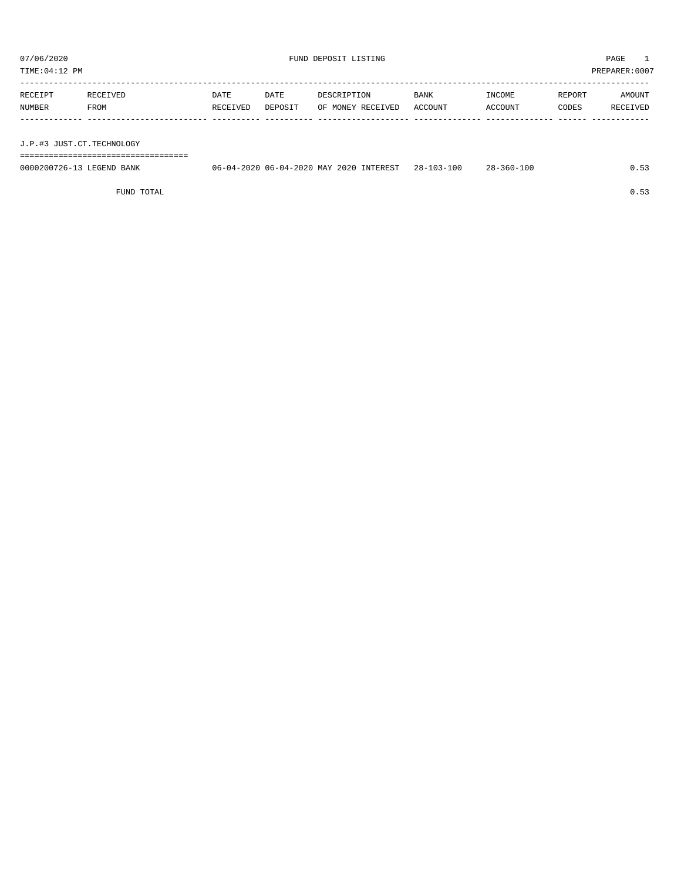07/06/2020 FUND DEPOSIT LISTING PAGE 1

TIME:04:12 PM PREPARER:0007

| RECEIPT NUMBER | RECEIVED FROM | DATE RECEIVED | DATE DEPOSIT | DESCRIPTION OF MONEY RECEIVED | BANK ACCOUNT | INCOME ACCOUNT | REPORT CODES | AMOUNT RECEIVED |
|---|---|---|---|---|---|---|---|---|
| **J.P.#3 JUST.CT.TECHNOLOGY** | | | | | | | | |
| 0000200726-13 | LEGEND BANK | 06-04-2020 | 06-04-2020 | MAY 2020 INTEREST | 28-103-100 | 28-360-100 | | 0.53 |
| | FUND TOTAL | | | | | | | 0.53 |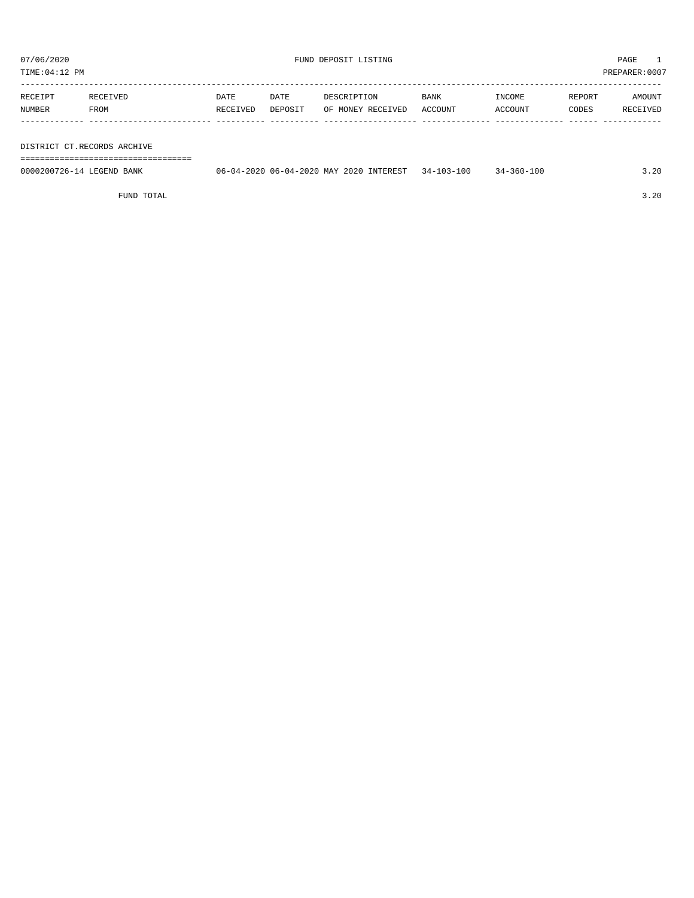07/06/2020 FUND DEPOSIT LISTING PAGE 1

TIME:04:12 PM PREPARER:0007

| RECEIPT NUMBER | RECEIVED FROM | DATE RECEIVED | DATE DEPOSIT | DESCRIPTION OF MONEY RECEIVED | BANK ACCOUNT | INCOME ACCOUNT | REPORT CODES | AMOUNT RECEIVED |
|---|---|---|---|---|---|---|---|---|
| **DISTRICT CT.RECORDS ARCHIVE** | | | | | | | | |
| 0000200726-14 | LEGEND BANK | 06-04-2020 | 06-04-2020 | MAY 2020 INTEREST | 34-103-100 | 34-360-100 | | 3.20 |
| | FUND TOTAL | | | | | | | 3.20 |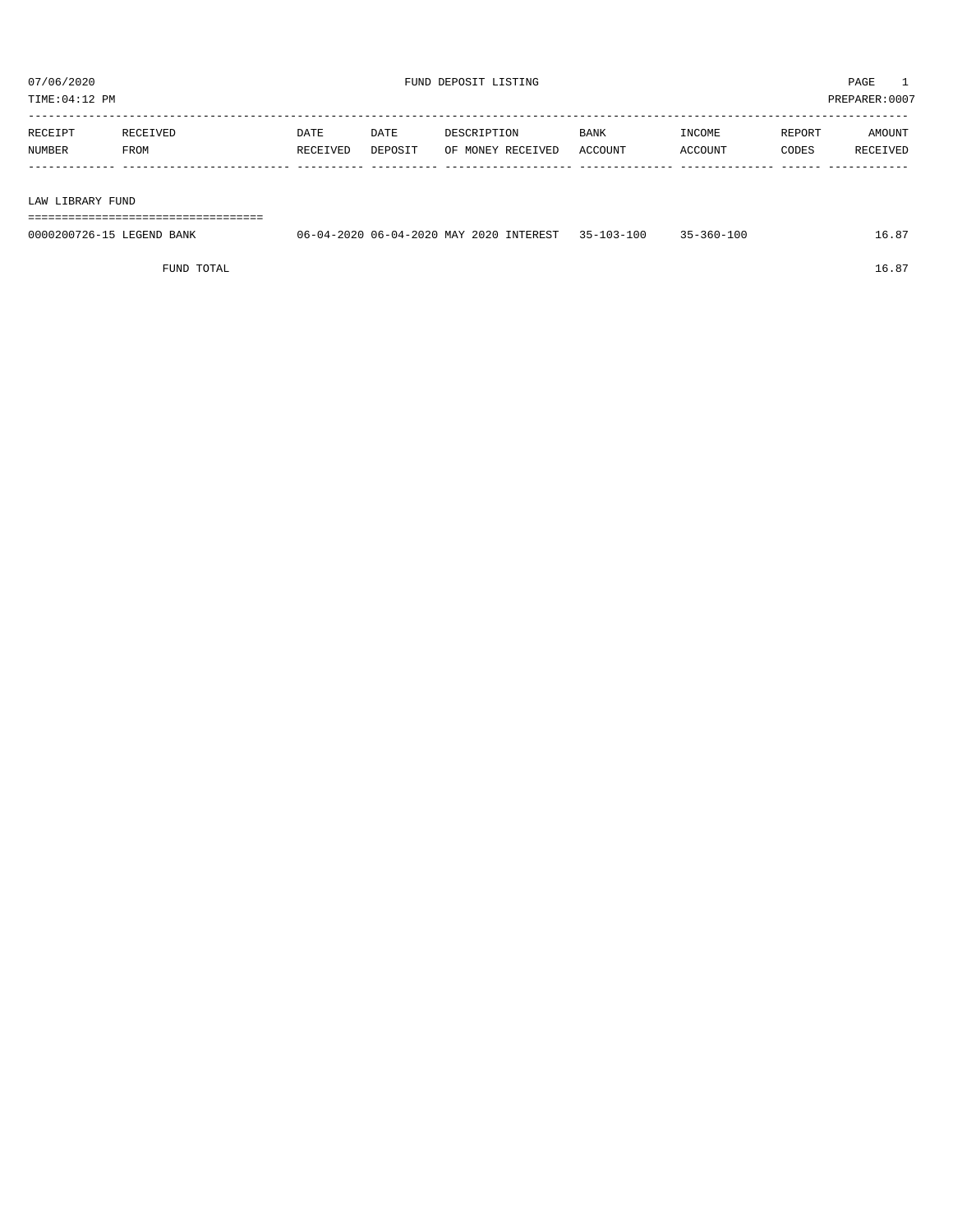07/06/2020 FUND DEPOSIT LISTING

TIME:04:12 PM PREPARER:0007

## LAW LIBRARY FUND

| RECEIPT NUMBER | RECEIVED FROM | DATE RECEIVED | DATE DEPOSIT | DESCRIPTION OF MONEY RECEIVED | BANK ACCOUNT | INCOME ACCOUNT | REPORT CODES | AMOUNT RECEIVED |
|---|---|---|---|---|---|---|---|---|
| 0000200726-15 | LEGEND BANK | 06-04-2020 | 06-04-2020 | MAY 2020 INTEREST | 35-103-100 | 35-360-100 | | 16.87 |
| | FUND TOTAL | | | | | | | 16.87 |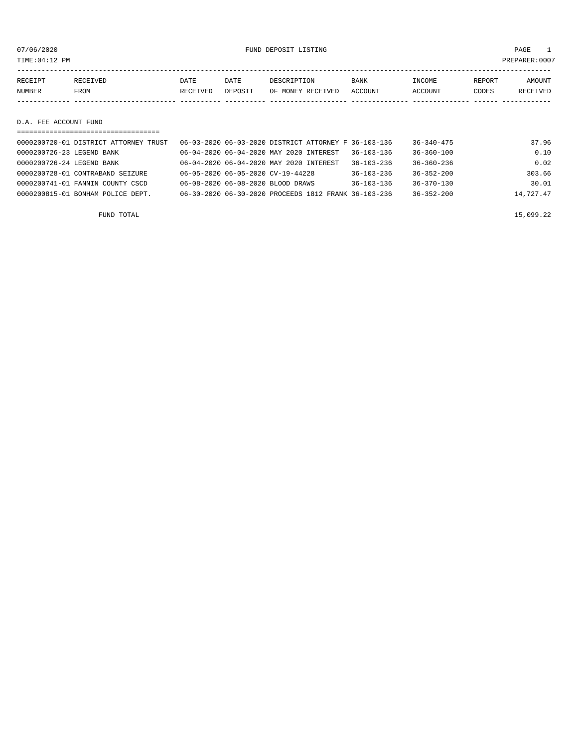07/06/2020 FUND DEPOSIT LISTING PAGE 1

TIME:04:12 PM PREPARER:0007

| RECEIPT NUMBER | RECEIVED FROM | DATE RECEIVED | DATE DEPOSIT | DESCRIPTION OF MONEY RECEIVED | BANK ACCOUNT | INCOME ACCOUNT | REPORT CODES | AMOUNT RECEIVED |
|---|---|---|---|---|---|---|---|---|

## D.A. FEE ACCOUNT FUND

| RECEIPT NUMBER | RECEIVED FROM | DATE RECEIVED | DATE DEPOSIT | DESCRIPTION OF MONEY RECEIVED | BANK ACCOUNT | INCOME ACCOUNT | REPORT CODES | AMOUNT RECEIVED |
|---|---|---|---|---|---|---|---|---|
| 0000200720-01 | DISTRICT ATTORNEY TRUST | 06-03-2020 | 06-03-2020 | DISTRICT ATTORNEY F | 36-103-136 | 36-340-475 | | 37.96 |
| 0000200726-23 | LEGEND BANK | 06-04-2020 | 06-04-2020 | MAY 2020 INTEREST | 36-103-136 | 36-360-100 | | 0.10 |
| 0000200726-24 | LEGEND BANK | 06-04-2020 | 06-04-2020 | MAY 2020 INTEREST | 36-103-236 | 36-360-236 | | 0.02 |
| 0000200728-01 | CONTRABAND SEIZURE | 06-05-2020 | 06-05-2020 | CV-19-44228 | 36-103-236 | 36-352-200 | | 303.66 |
| 0000200741-01 | FANNIN COUNTY CSCD | 06-08-2020 | 06-08-2020 | BLOOD DRAWS | 36-103-136 | 36-370-130 | | 30.01 |
| 0000200815-01 | BONHAM POLICE DEPT. | 06-30-2020 | 06-30-2020 | PROCEEDS 1812 FRANK | 36-103-236 | 36-352-200 | | 14,727.47 |
| | FUND TOTAL | | | | | | | 15,099.22 |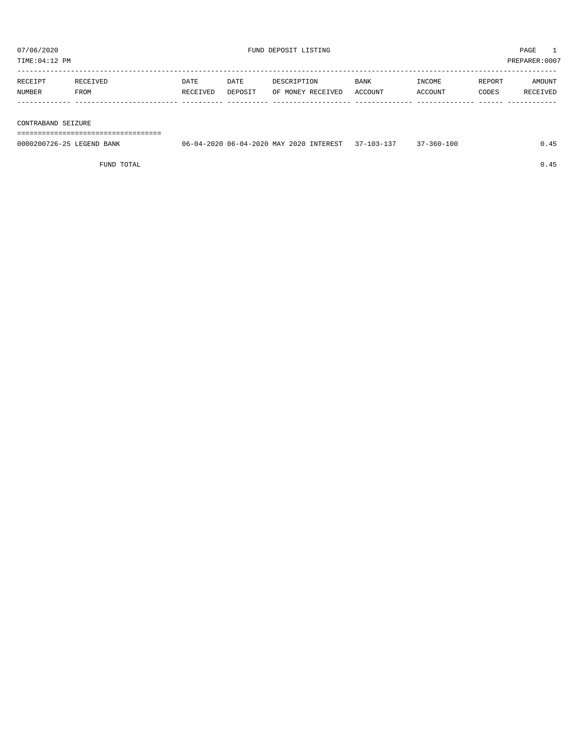# FUND DEPOSIT LISTING

07/06/2020
TIME:04:12 PM
PREPARER:0007

| RECEIPT NUMBER | RECEIVED FROM | DATE RECEIVED | DATE DEPOSIT | DESCRIPTION OF MONEY RECEIVED | BANK ACCOUNT | INCOME ACCOUNT | REPORT CODES | AMOUNT RECEIVED |
|---|---|---|---|---|---|---|---|---|
| **CONTRABAND SEIZURE** | | | | | | | | |
| 0000200726-25 | LEGEND BANK | 06-04-2020 | 06-04-2020 | MAY 2020 INTEREST | 37-103-137 | 37-360-100 | | 0.45 |
| | FUND TOTAL | | | | | | | 0.45 |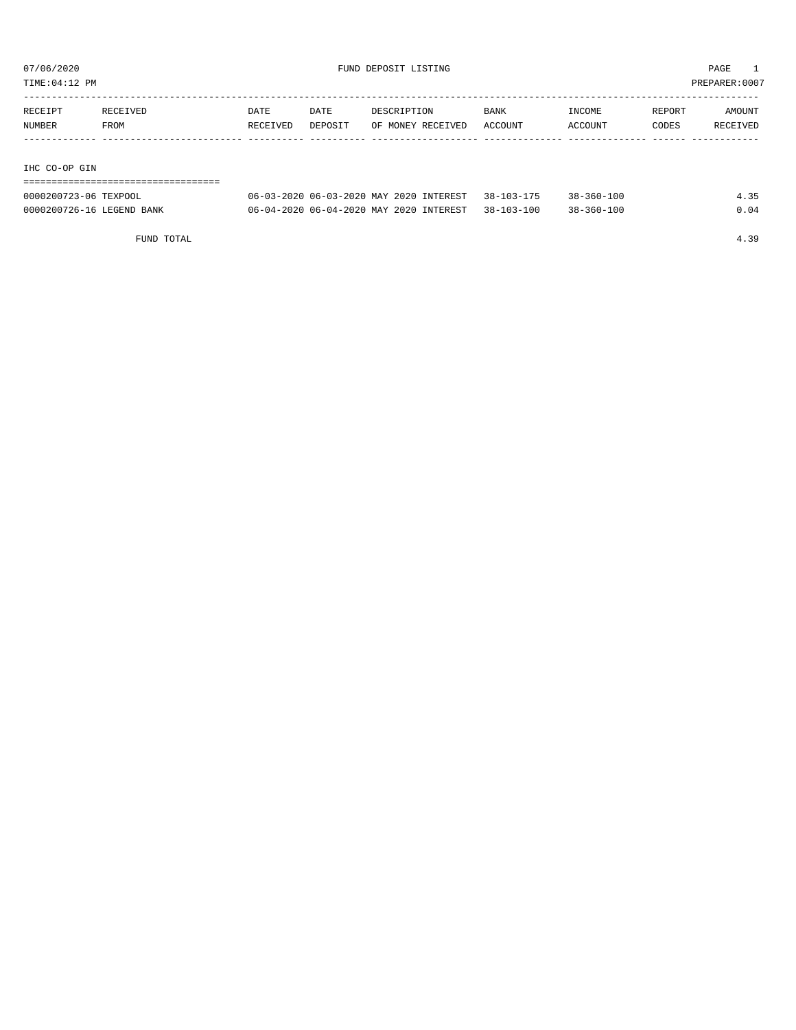07/06/2020 FUND DEPOSIT LISTING

TIME:04:12 PM PREPARER:0007

| RECEIPT NUMBER | RECEIVED FROM | DATE RECEIVED | DATE DEPOSIT | DESCRIPTION OF MONEY RECEIVED | BANK ACCOUNT | INCOME ACCOUNT | REPORT CODES | AMOUNT RECEIVED |
|---|---|---|---|---|---|---|---|---|
| **IHC CO-OP GIN** | | | | | | | | |
| 0000200723-06 | TEXPOOL | 06-03-2020 | 06-03-2020 | MAY 2020 INTEREST | 38-103-175 | 38-360-100 | | 4.35 |
| 0000200726-16 | LEGEND BANK | 06-04-2020 | 06-04-2020 | MAY 2020 INTEREST | 38-103-100 | 38-360-100 | | 0.04 |
| | FUND TOTAL | | | | | | | 4.39 |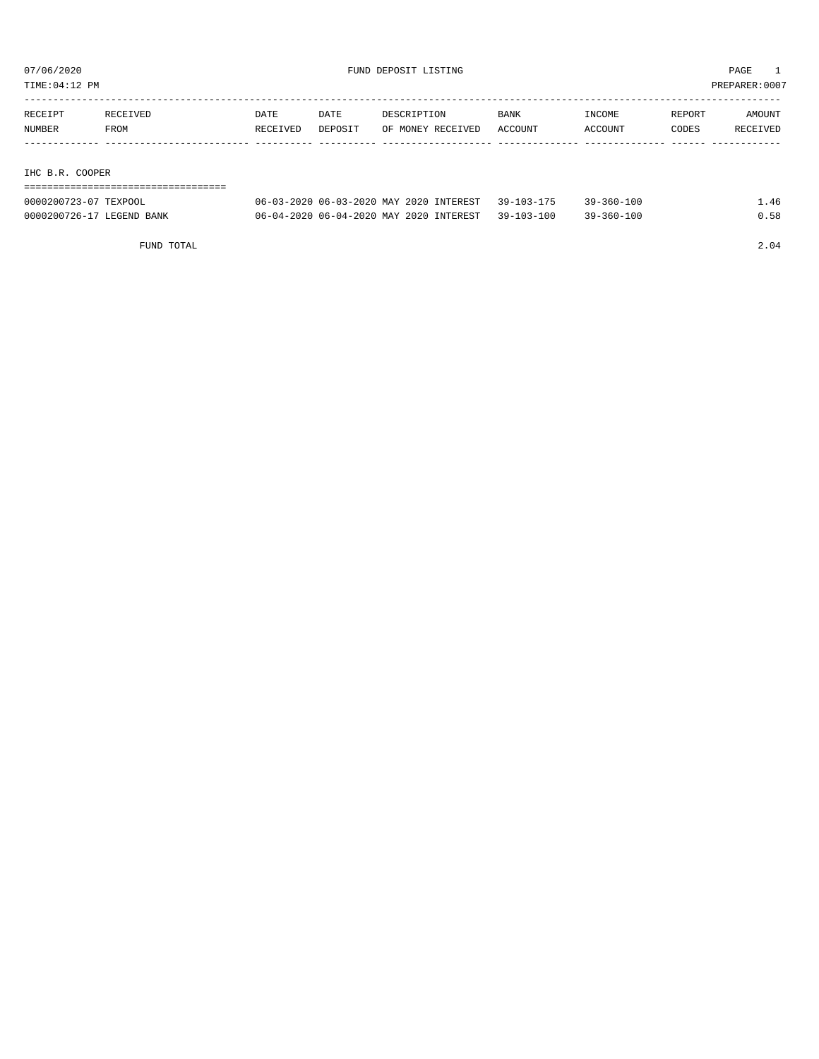07/06/2020 FUND DEPOSIT LISTING PAGE 1
TIME:04:12 PM PREPARER:0007

## IHC B.R. COOPER

| RECEIPT NUMBER | RECEIVED FROM | DATE RECEIVED | DATE DEPOSIT | DESCRIPTION OF MONEY RECEIVED | BANK ACCOUNT | INCOME ACCOUNT | REPORT CODES | AMOUNT RECEIVED |
|---|---|---|---|---|---|---|---|---|
| 0000200723-07 | TEXPOOL | 06-03-2020 | 06-03-2020 | MAY 2020 INTEREST | 39-103-175 | 39-360-100 | | 1.46 |
| 0000200726-17 | LEGEND BANK | 06-04-2020 | 06-04-2020 | MAY 2020 INTEREST | 39-103-100 | 39-360-100 | | 0.58 |
| | FUND TOTAL | | | | | | | 2.04 |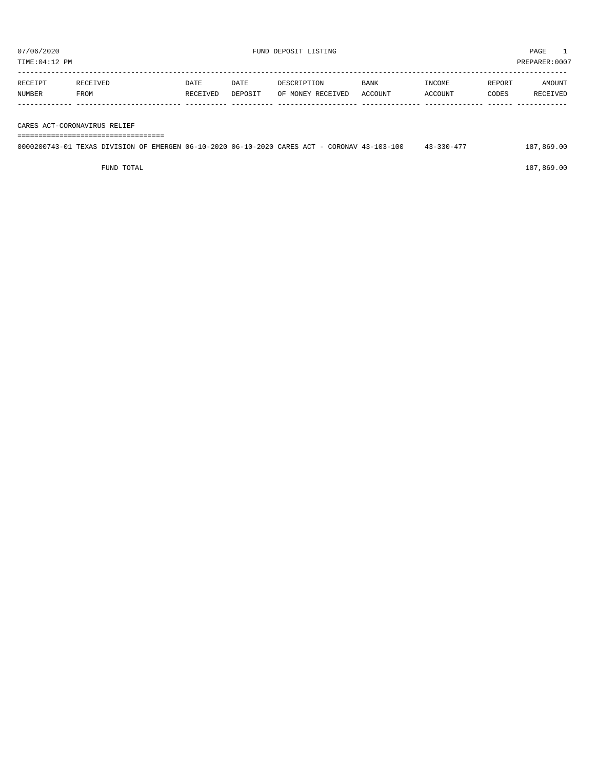# FUND DEPOSIT LISTING

07/06/2020
TIME:04:12 PM
PREPARER:0007

| RECEIPT NUMBER | RECEIVED FROM | DATE RECEIVED | DATE DEPOSIT | DESCRIPTION OF MONEY RECEIVED | BANK ACCOUNT | INCOME ACCOUNT | REPORT CODES | AMOUNT RECEIVED |
|---|---|---|---|---|---|---|---|---|
| **CARES ACT-CORONAVIRUS RELIEF** | | | | | | | | |
| 0000200743-01 | TEXAS DIVISION OF EMERGEN | 06-10-2020 | 06-10-2020 | CARES ACT - CORONAV | 43-103-100 | 43-330-477 | | 187,869.00 |
| FUND TOTAL | | | | | | | | 187,869.00 |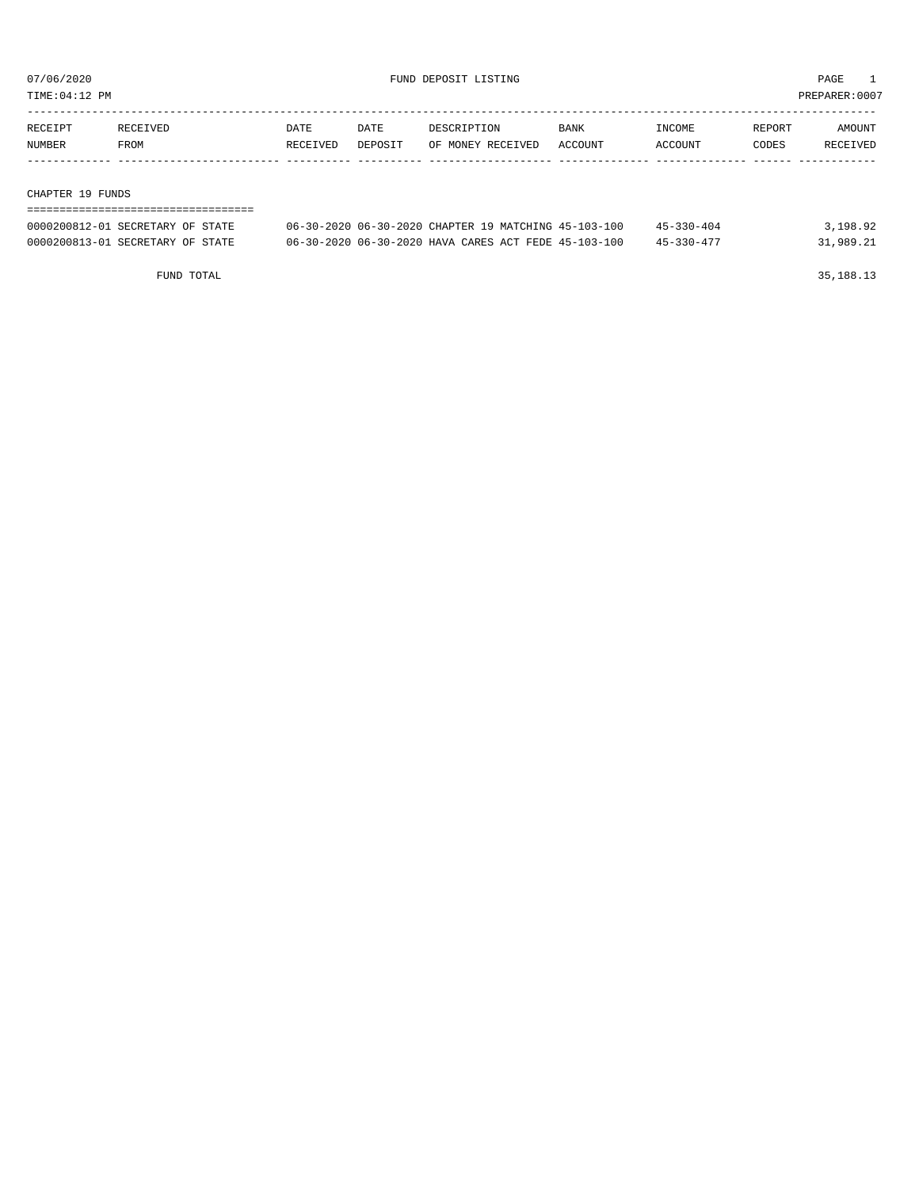07/06/2020 FUND DEPOSIT LISTING PAGE 1

TIME:04:12 PM PREPARER:0007

| RECEIPT NUMBER | RECEIVED FROM | DATE RECEIVED | DATE DEPOSIT | DESCRIPTION OF MONEY RECEIVED | BANK ACCOUNT | INCOME ACCOUNT | REPORT CODES | AMOUNT RECEIVED |
|---|---|---|---|---|---|---|---|---|
| **CHAPTER 19 FUNDS** | | | | | | | | |
| 0000200812-01 | SECRETARY OF STATE | 06-30-2020 | 06-30-2020 | CHAPTER 19 MATCHING | 45-103-100 | 45-330-404 | | 3,198.92 |
| 0000200813-01 | SECRETARY OF STATE | 06-30-2020 | 06-30-2020 | HAVA CARES ACT FEDE | 45-103-100 | 45-330-477 | | 31,989.21 |
| | FUND TOTAL | | | | | | | 35,188.13 |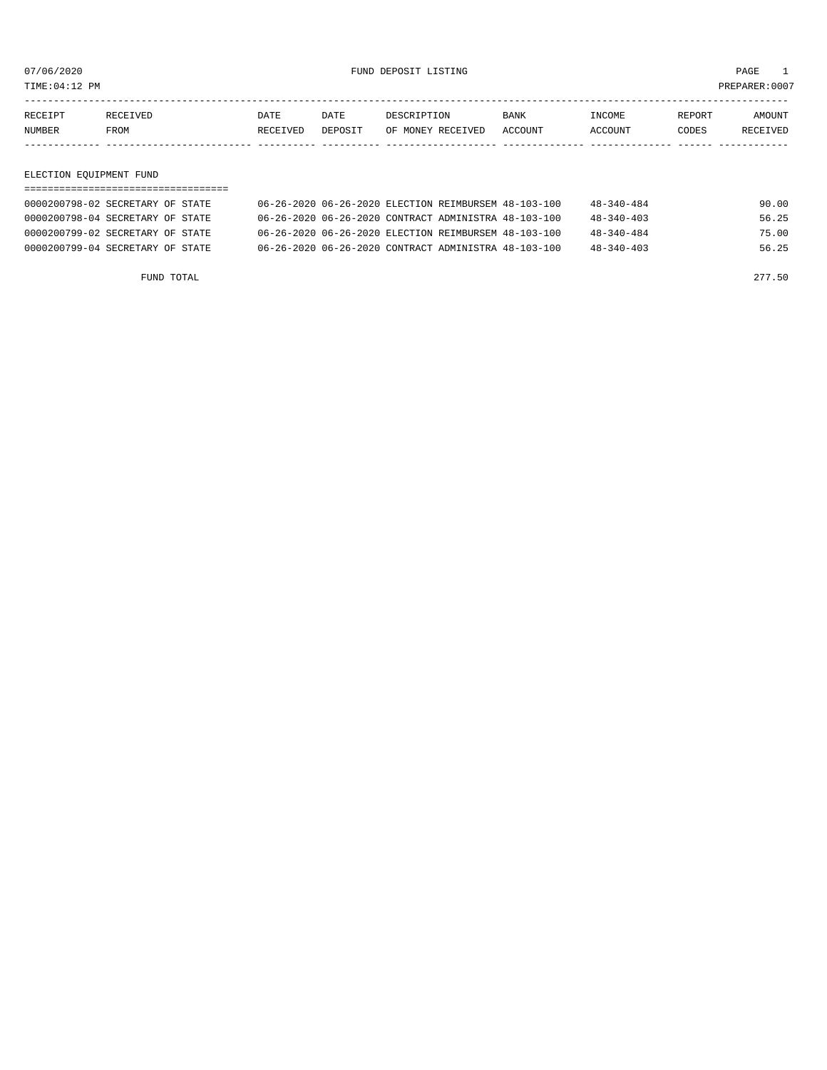07/06/2020 FUND DEPOSIT LISTING PAGE 1

TIME:04:12 PM PREPARER:0007

| RECEIPT NUMBER | RECEIVED FROM | DATE RECEIVED | DATE DEPOSIT | DESCRIPTION OF MONEY RECEIVED | BANK ACCOUNT | INCOME ACCOUNT | REPORT CODES | AMOUNT RECEIVED |
|---|---|---|---|---|---|---|---|---|

## ELECTION EQUIPMENT FUND

| RECEIPT NUMBER | RECEIVED FROM | DATE RECEIVED | DATE DEPOSIT | DESCRIPTION OF MONEY RECEIVED | BANK ACCOUNT | INCOME ACCOUNT | REPORT CODES | AMOUNT RECEIVED |
|---|---|---|---|---|---|---|---|---|
| 0000200798-02 | SECRETARY OF STATE | 06-26-2020 | 06-26-2020 | ELECTION REIMBURSEM | 48-103-100 | 48-340-484 | | 90.00 |
| 0000200798-04 | SECRETARY OF STATE | 06-26-2020 | 06-26-2020 | CONTRACT ADMINISTRA | 48-103-100 | 48-340-403 | | 56.25 |
| 0000200799-02 | SECRETARY OF STATE | 06-26-2020 | 06-26-2020 | ELECTION REIMBURSEM | 48-103-100 | 48-340-484 | | 75.00 |
| 0000200799-04 | SECRETARY OF STATE | 06-26-2020 | 06-26-2020 | CONTRACT ADMINISTRA | 48-103-100 | 48-340-403 | | 56.25 |

FUND TOTAL 277.50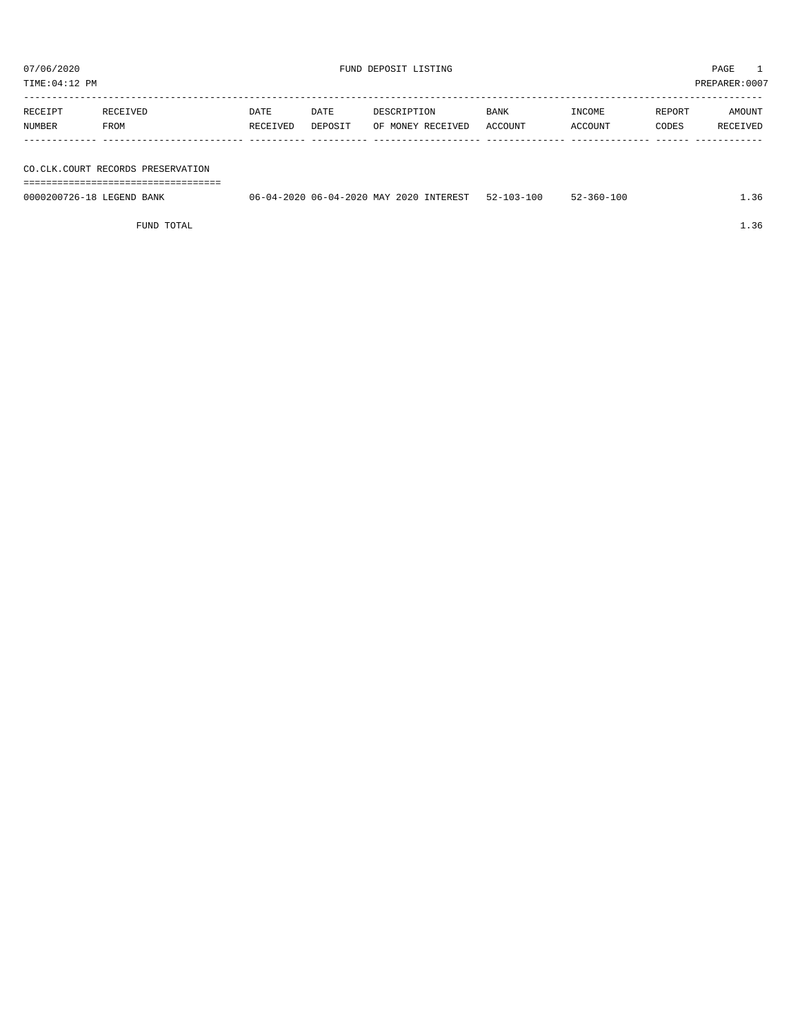07/06/2020 FUND DEPOSIT LISTING PAGE 1

TIME:04:12 PM PREPARER:0007

| RECEIPT NUMBER | RECEIVED FROM | DATE RECEIVED | DATE DEPOSIT | DESCRIPTION OF MONEY RECEIVED | BANK ACCOUNT | INCOME ACCOUNT | REPORT CODES | AMOUNT RECEIVED |
|---|---|---|---|---|---|---|---|---|
| **CO.CLK.COURT RECORDS PRESERVATION** | | | | | | | | |
| 0000200726-18 | LEGEND BANK | 06-04-2020 | 06-04-2020 | MAY 2020 INTEREST | 52-103-100 | 52-360-100 | | 1.36 |
| | FUND TOTAL | | | | | | | 1.36 |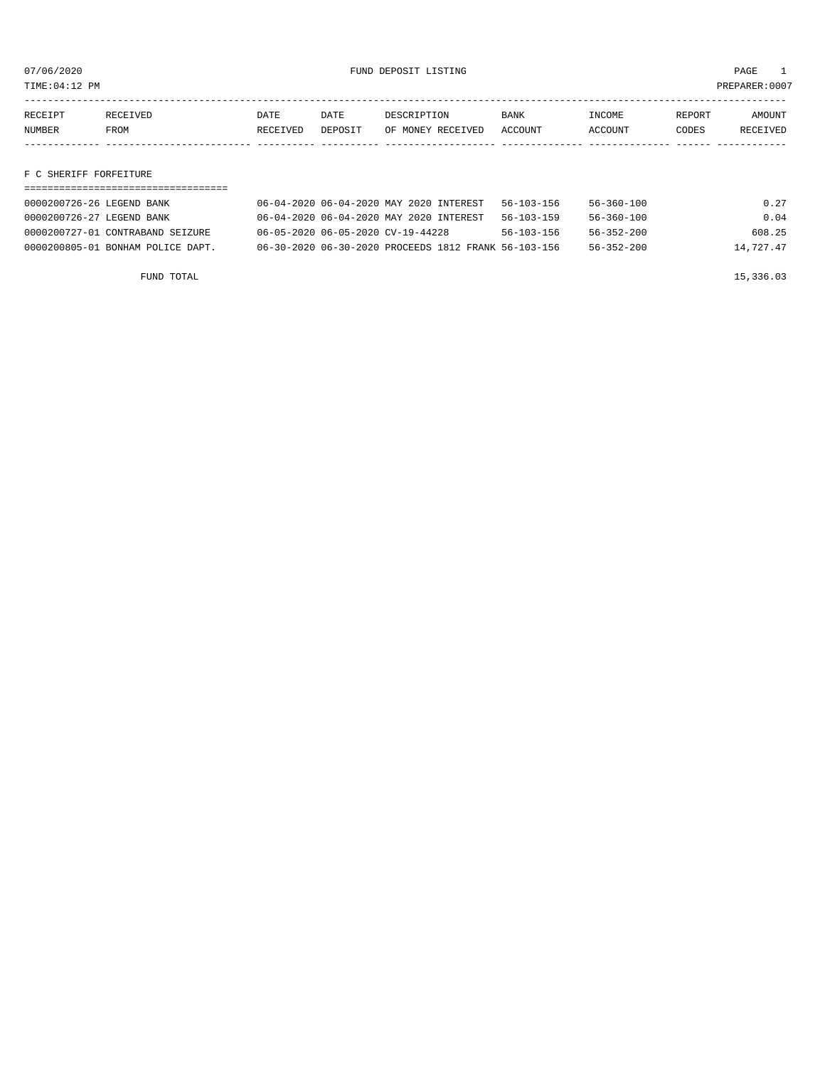07/06/2020 FUND DEPOSIT LISTING PAGE 1

TIME:04:12 PM PREPARER:0007

| RECEIPT NUMBER | RECEIVED FROM | DATE RECEIVED | DATE DEPOSIT | DESCRIPTION OF MONEY RECEIVED | BANK ACCOUNT | INCOME ACCOUNT | REPORT CODES | AMOUNT RECEIVED |
|---|---|---|---|---|---|---|---|---|
| **F C SHERIFF FORFEITURE** | | | | | | | | |
| 0000200726-26 | LEGEND BANK | 06-04-2020 | 06-04-2020 | MAY 2020 INTEREST | 56-103-156 | 56-360-100 | | 0.27 |
| 0000200726-27 | LEGEND BANK | 06-04-2020 | 06-04-2020 | MAY 2020 INTEREST | 56-103-159 | 56-360-100 | | 0.04 |
| 0000200727-01 | CONTRABAND SEIZURE | 06-05-2020 | 06-05-2020 | CV-19-44228 | 56-103-156 | 56-352-200 | | 608.25 |
| 0000200805-01 | BONHAM POLICE DAPT. | 06-30-2020 | 06-30-2020 | PROCEEDS 1812 FRANK | 56-103-156 | 56-352-200 | | 14,727.47 |
| | FUND TOTAL | | | | | | | 15,336.03 |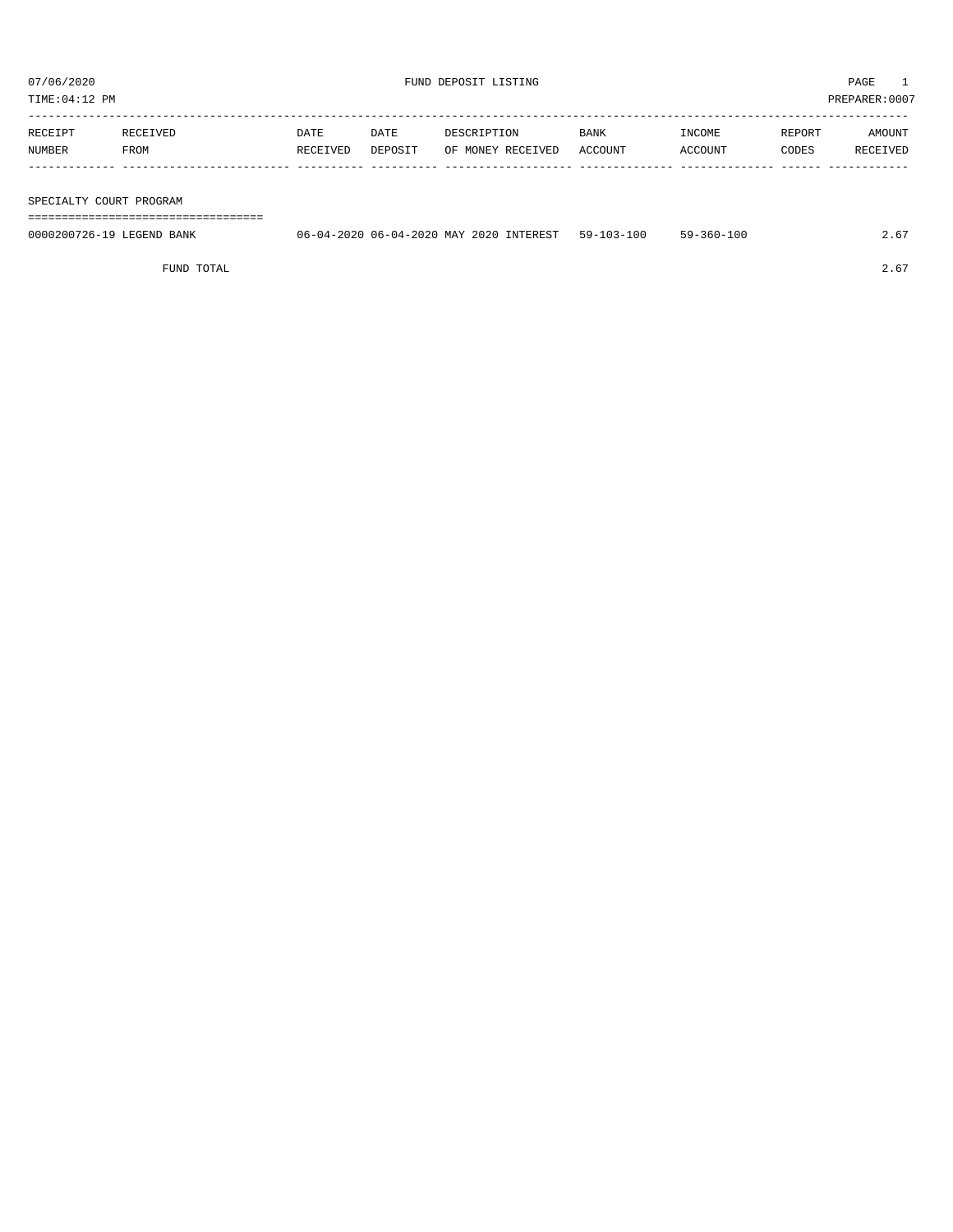07/06/2020 FUND DEPOSIT LISTING PAGE 1

TIME:04:12 PM PREPARER:0007

| RECEIPT NUMBER | RECEIVED FROM | DATE RECEIVED | DATE DEPOSIT | DESCRIPTION OF MONEY RECEIVED | BANK ACCOUNT | INCOME ACCOUNT | REPORT CODES | AMOUNT RECEIVED |
|---|---|---|---|---|---|---|---|---|
| **SPECIALTY COURT PROGRAM** | | | | | | | | |
| 0000200726-19 | LEGEND BANK | 06-04-2020 | 06-04-2020 | MAY 2020 INTEREST | 59-103-100 | 59-360-100 | | 2.67 |
| | FUND TOTAL | | | | | | | 2.67 |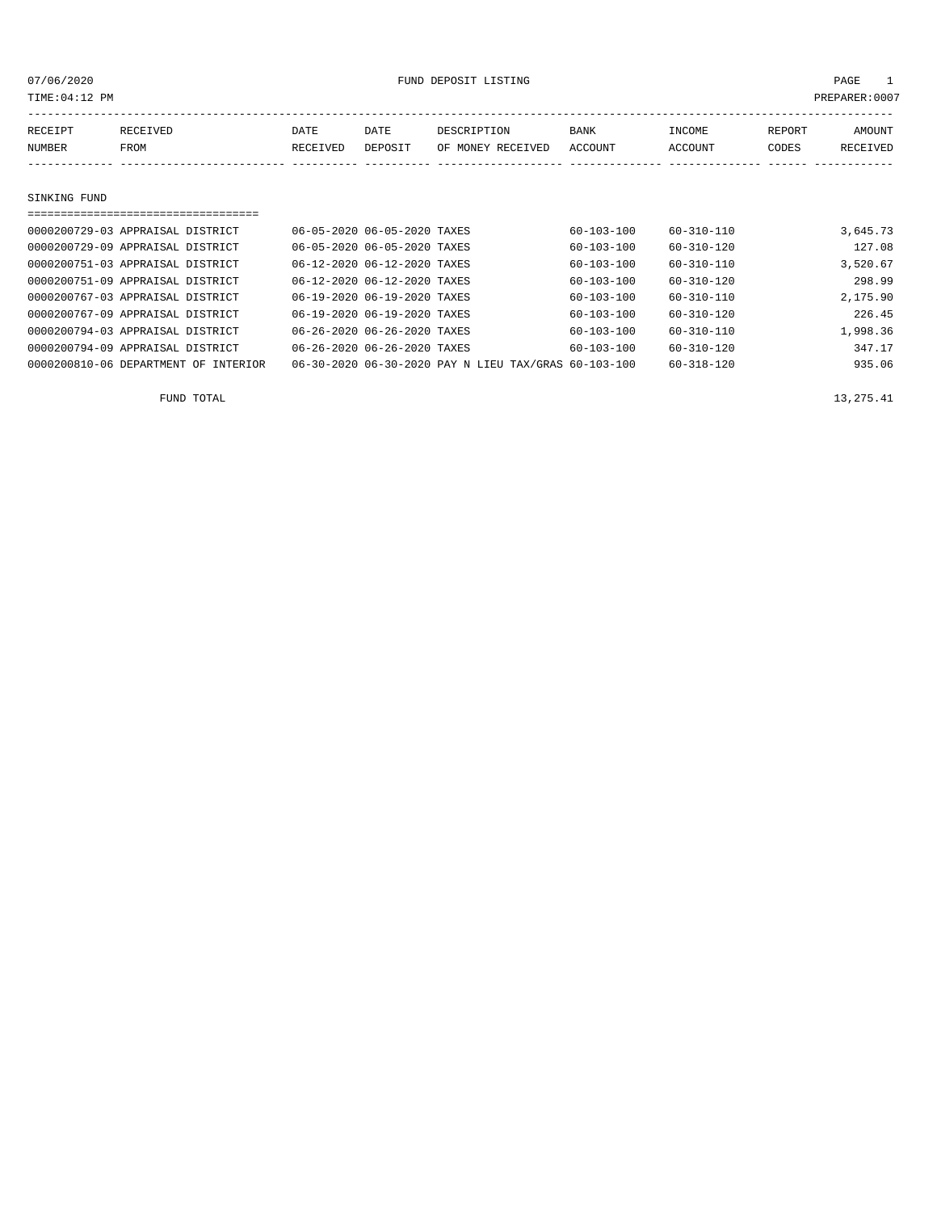07/06/2020 FUND DEPOSIT LISTING

TIME:04:12 PM PREPARER:0007

| RECEIPT NUMBER | RECEIVED FROM | DATE RECEIVED | DATE DEPOSIT | DESCRIPTION OF MONEY RECEIVED | BANK ACCOUNT | INCOME ACCOUNT | REPORT CODES | AMOUNT RECEIVED |
|---|---|---|---|---|---|---|---|---|

## SINKING FUND

| RECEIPT NUMBER | RECEIVED FROM | DATE RECEIVED | DATE DEPOSIT | DESCRIPTION OF MONEY RECEIVED | BANK ACCOUNT | INCOME ACCOUNT | REPORT CODES | AMOUNT RECEIVED |
|---|---|---|---|---|---|---|---|---|
| 0000200729-03 | APPRAISAL DISTRICT | 06-05-2020 | 06-05-2020 | TAXES | 60-103-100 | 60-310-110 | | 3,645.73 |
| 0000200729-09 | APPRAISAL DISTRICT | 06-05-2020 | 06-05-2020 | TAXES | 60-103-100 | 60-310-120 | | 127.08 |
| 0000200751-03 | APPRAISAL DISTRICT | 06-12-2020 | 06-12-2020 | TAXES | 60-103-100 | 60-310-110 | | 3,520.67 |
| 0000200751-09 | APPRAISAL DISTRICT | 06-12-2020 | 06-12-2020 | TAXES | 60-103-100 | 60-310-120 | | 298.99 |
| 0000200767-03 | APPRAISAL DISTRICT | 06-19-2020 | 06-19-2020 | TAXES | 60-103-100 | 60-310-110 | | 2,175.90 |
| 0000200767-09 | APPRAISAL DISTRICT | 06-19-2020 | 06-19-2020 | TAXES | 60-103-100 | 60-310-120 | | 226.45 |
| 0000200794-03 | APPRAISAL DISTRICT | 06-26-2020 | 06-26-2020 | TAXES | 60-103-100 | 60-310-110 | | 1,998.36 |
| 0000200794-09 | APPRAISAL DISTRICT | 06-26-2020 | 06-26-2020 | TAXES | 60-103-100 | 60-310-120 | | 347.17 |
| 0000200810-06 | DEPARTMENT OF INTERIOR | 06-30-2020 | 06-30-2020 | PAY N LIEU TAX/GRAS | 60-103-100 | 60-318-120 | | 935.06 |
| | FUND TOTAL | | | | | | | 13,275.41 |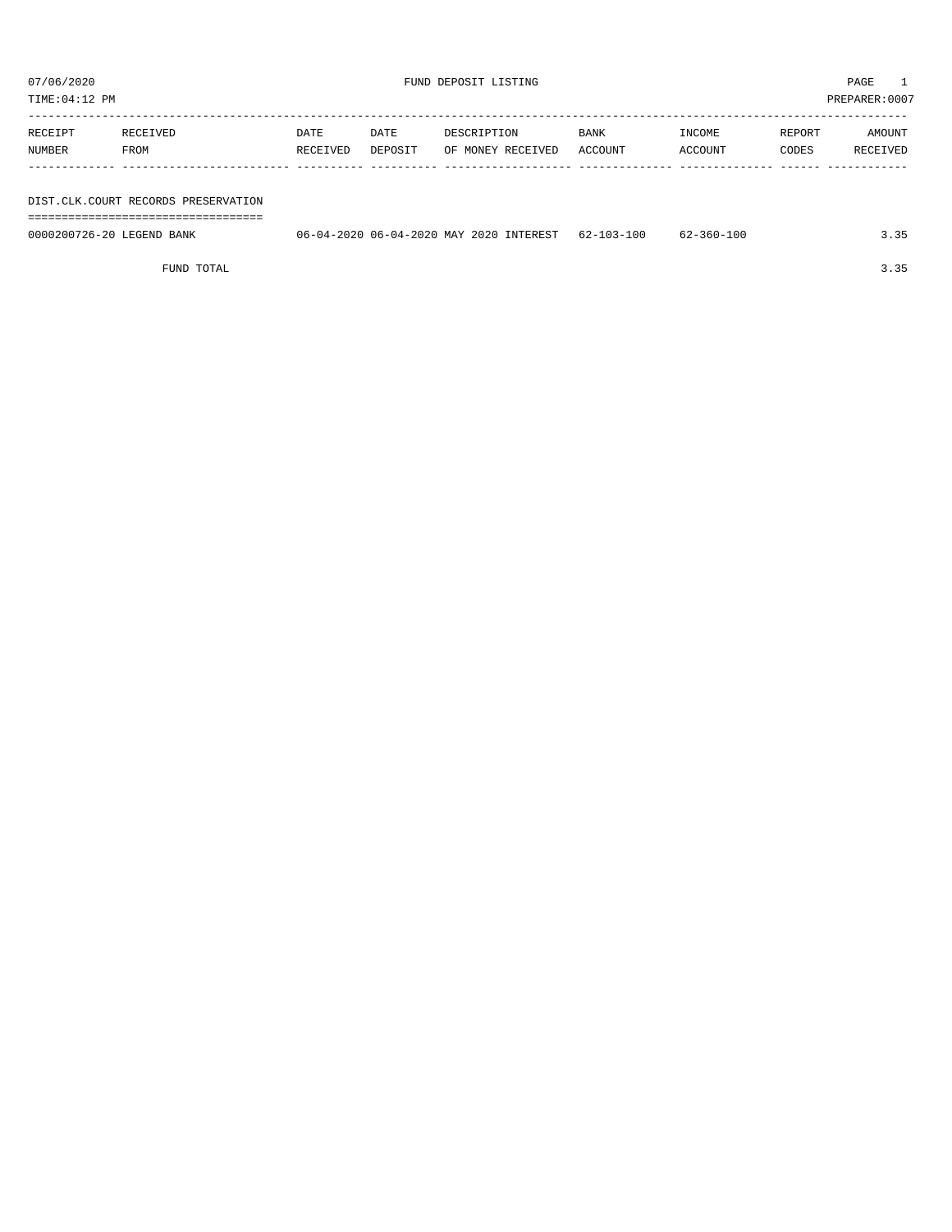07/06/2020 FUND DEPOSIT LISTING

TIME:04:12 PM PREPARER:0007

| RECEIPT NUMBER | RECEIVED FROM | DATE RECEIVED | DATE DEPOSIT | DESCRIPTION OF MONEY RECEIVED | BANK ACCOUNT | INCOME ACCOUNT | REPORT CODES | AMOUNT RECEIVED |
|---|---|---|---|---|---|---|---|---|
| **DIST.CLK.COURT RECORDS PRESERVATION** | | | | | | | | |
| 0000200726-20 | LEGEND BANK | 06-04-2020 | 06-04-2020 | MAY 2020 INTEREST | 62-103-100 | 62-360-100 | | 3.35 |
| | FUND TOTAL | | | | | | | 3.35 |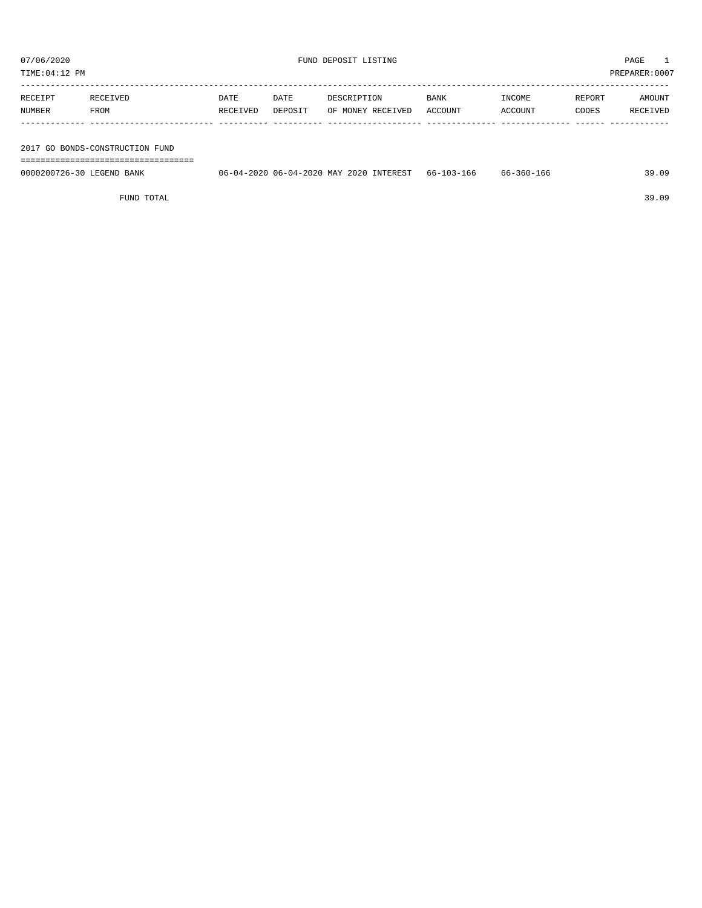07/06/2020 FUND DEPOSIT LISTING PAGE 1

TIME:04:12 PM PREPARER:0007

| RECEIPT NUMBER | RECEIVED FROM | DATE RECEIVED | DATE DEPOSIT | DESCRIPTION OF MONEY RECEIVED | BANK ACCOUNT | INCOME ACCOUNT | REPORT CODES | AMOUNT RECEIVED |
|---|---|---|---|---|---|---|---|---|
| **2017 GO BONDS-CONSTRUCTION FUND** | | | | | | | | |
| 0000200726-30 | LEGEND BANK | 06-04-2020 | 06-04-2020 | MAY 2020 INTEREST | 66-103-166 | 66-360-166 | | 39.09 |
| | FUND TOTAL | | | | | | | 39.09 |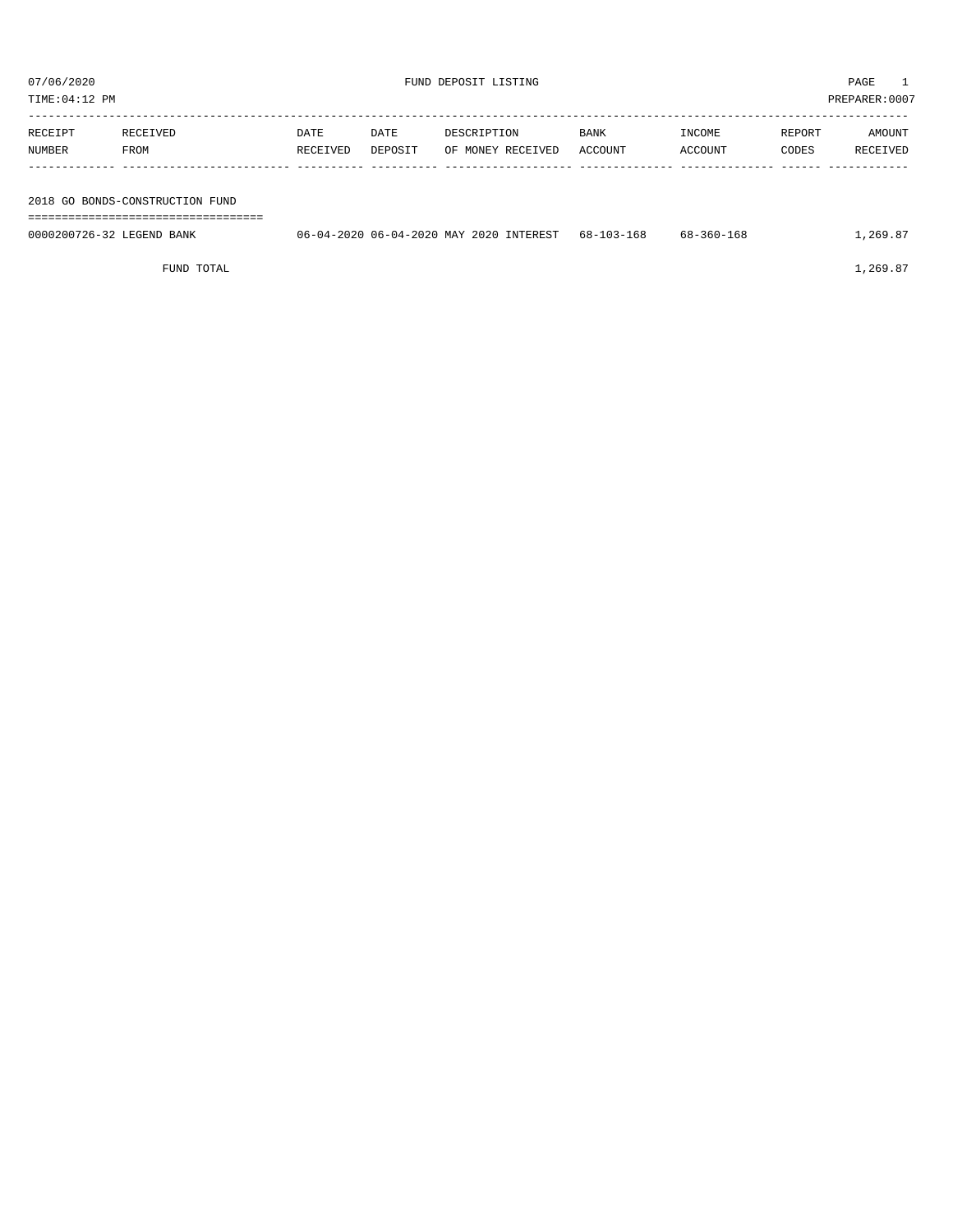# FUND DEPOSIT LISTING

07/06/2020
TIME:04:12 PM
PREPARER:0007

| RECEIPT NUMBER | RECEIVED FROM | DATE RECEIVED | DATE DEPOSIT | DESCRIPTION OF MONEY RECEIVED | BANK ACCOUNT | INCOME ACCOUNT | REPORT CODES | AMOUNT RECEIVED |
|---|---|---|---|---|---|---|---|---|
| **2018 GO BONDS-CONSTRUCTION FUND** | | | | | | | | |
| 0000200726-32 | LEGEND BANK | 06-04-2020 | 06-04-2020 | MAY 2020 INTEREST | 68-103-168 | 68-360-168 | | 1,269.87 |
| | FUND TOTAL | | | | | | | 1,269.87 |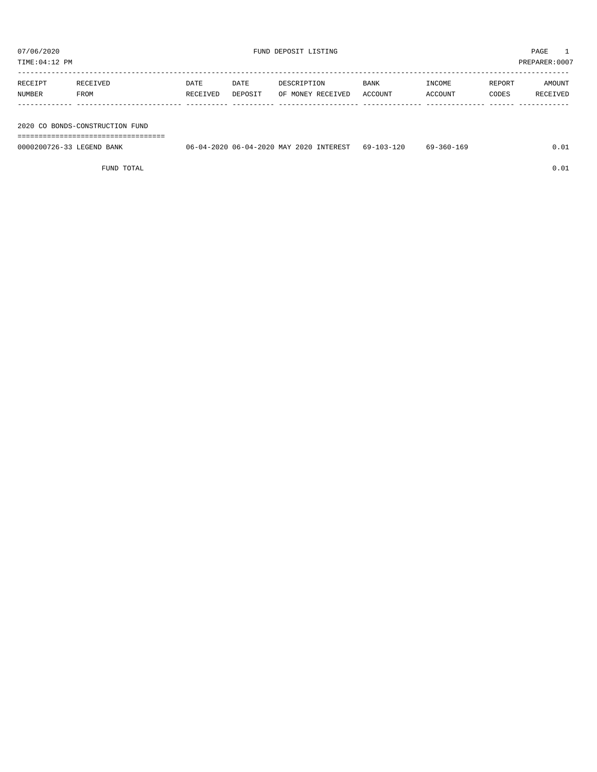07/06/2020 FUND DEPOSIT LISTING PAGE 1

TIME:04:12 PM PREPARER:0007

| RECEIPT NUMBER | RECEIVED FROM | DATE RECEIVED | DATE DEPOSIT | DESCRIPTION OF MONEY RECEIVED | BANK ACCOUNT | INCOME ACCOUNT | REPORT CODES | AMOUNT RECEIVED |
|---|---|---|---|---|---|---|---|---|
| **2020 CO BONDS-CONSTRUCTION FUND** | | | | | | | | |
| 0000200726-33 | LEGEND BANK | 06-04-2020 | 06-04-2020 | MAY 2020 INTEREST | 69-103-120 | 69-360-169 | | 0.01 |
| | FUND TOTAL | | | | | | | 0.01 |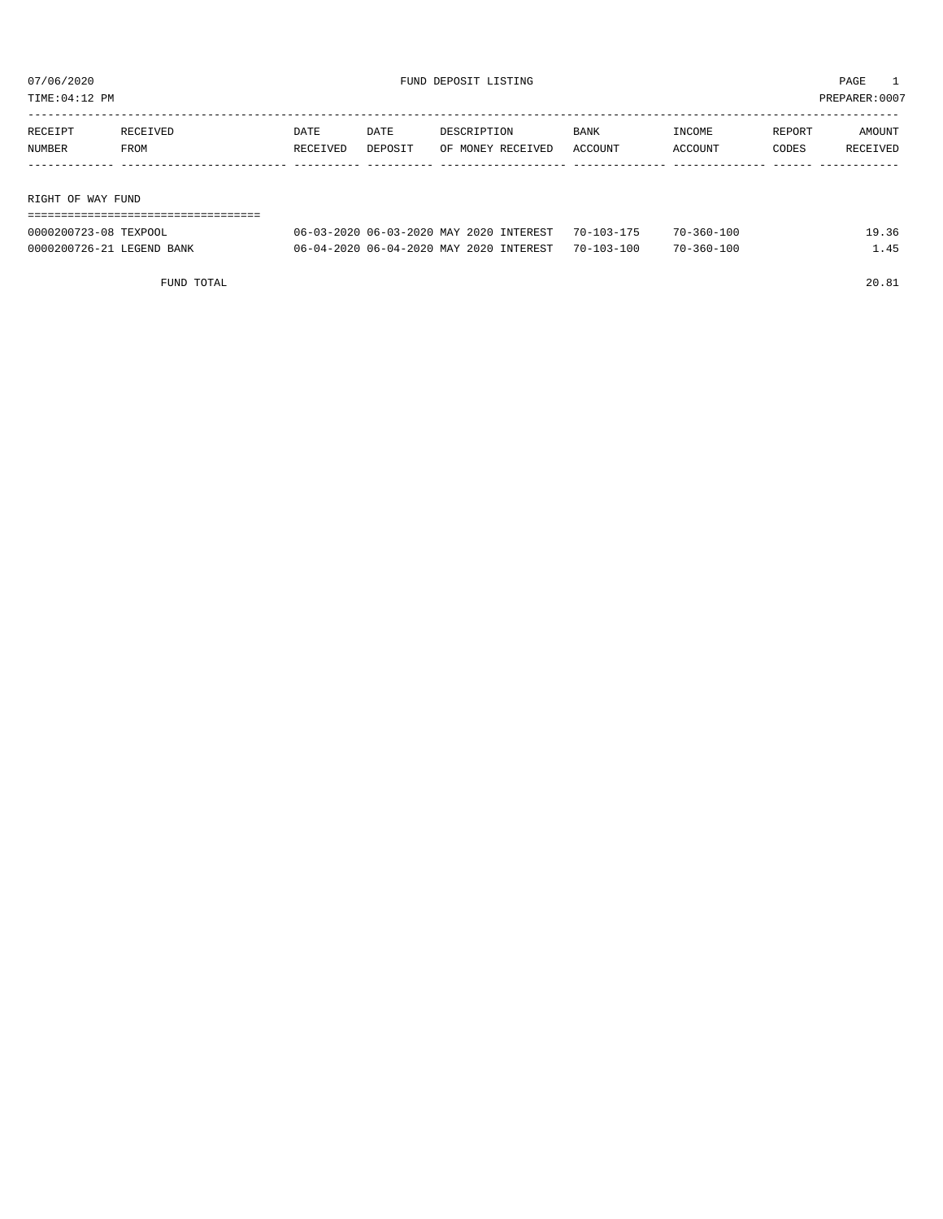07/06/2020 FUND DEPOSIT LISTING PAGE 1

TIME:04:12 PM PREPARER:0007

| RECEIPT NUMBER | RECEIVED FROM | DATE RECEIVED | DATE DEPOSIT | DESCRIPTION OF MONEY RECEIVED | BANK ACCOUNT | INCOME ACCOUNT | REPORT CODES | AMOUNT RECEIVED |
|---|---|---|---|---|---|---|---|---|

## RIGHT OF WAY FUND

| RECEIPT NUMBER | RECEIVED FROM | DATE RECEIVED | DATE DEPOSIT | DESCRIPTION OF MONEY RECEIVED | BANK ACCOUNT | INCOME ACCOUNT | REPORT CODES | AMOUNT RECEIVED |
|---|---|---|---|---|---|---|---|---|
| 0000200723-08 | TEXPOOL | 06-03-2020 | 06-03-2020 | MAY 2020 INTEREST | 70-103-175 | 70-360-100 | | 19.36 |
| 0000200726-21 | LEGEND BANK | 06-04-2020 | 06-04-2020 | MAY 2020 INTEREST | 70-103-100 | 70-360-100 | | 1.45 |
| | FUND TOTAL | | | | | | | 20.81 |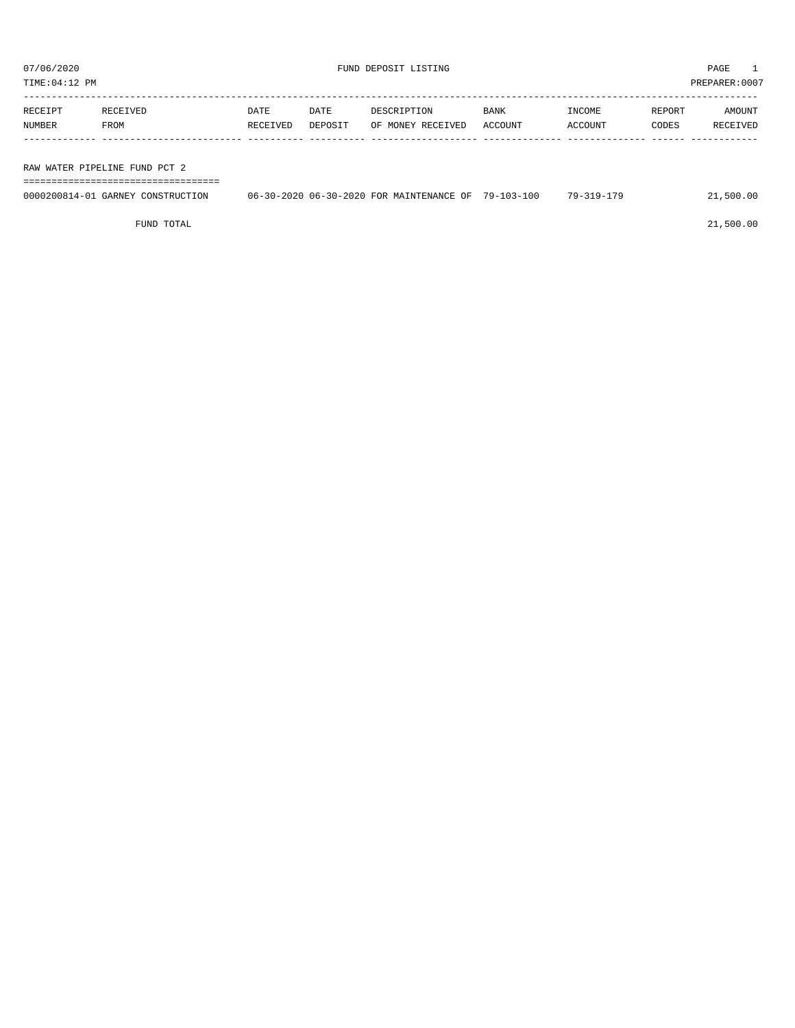07/06/2020 FUND DEPOSIT LISTING PAGE 1

TIME:04:12 PM PREPARER:0007

| RECEIPT NUMBER | RECEIVED FROM | DATE RECEIVED | DATE DEPOSIT | DESCRIPTION OF MONEY RECEIVED | BANK ACCOUNT | INCOME ACCOUNT | REPORT CODES | AMOUNT RECEIVED |
|---|---|---|---|---|---|---|---|---|
| **RAW WATER PIPELINE FUND PCT 2** | | | | | | | | |
| 0000200814-01 | GARNEY CONSTRUCTION | 06-30-2020 | 06-30-2020 | FOR MAINTENANCE OF | 79-103-100 | 79-319-179 | | 21,500.00 |
| | FUND TOTAL | | | | | | | 21,500.00 |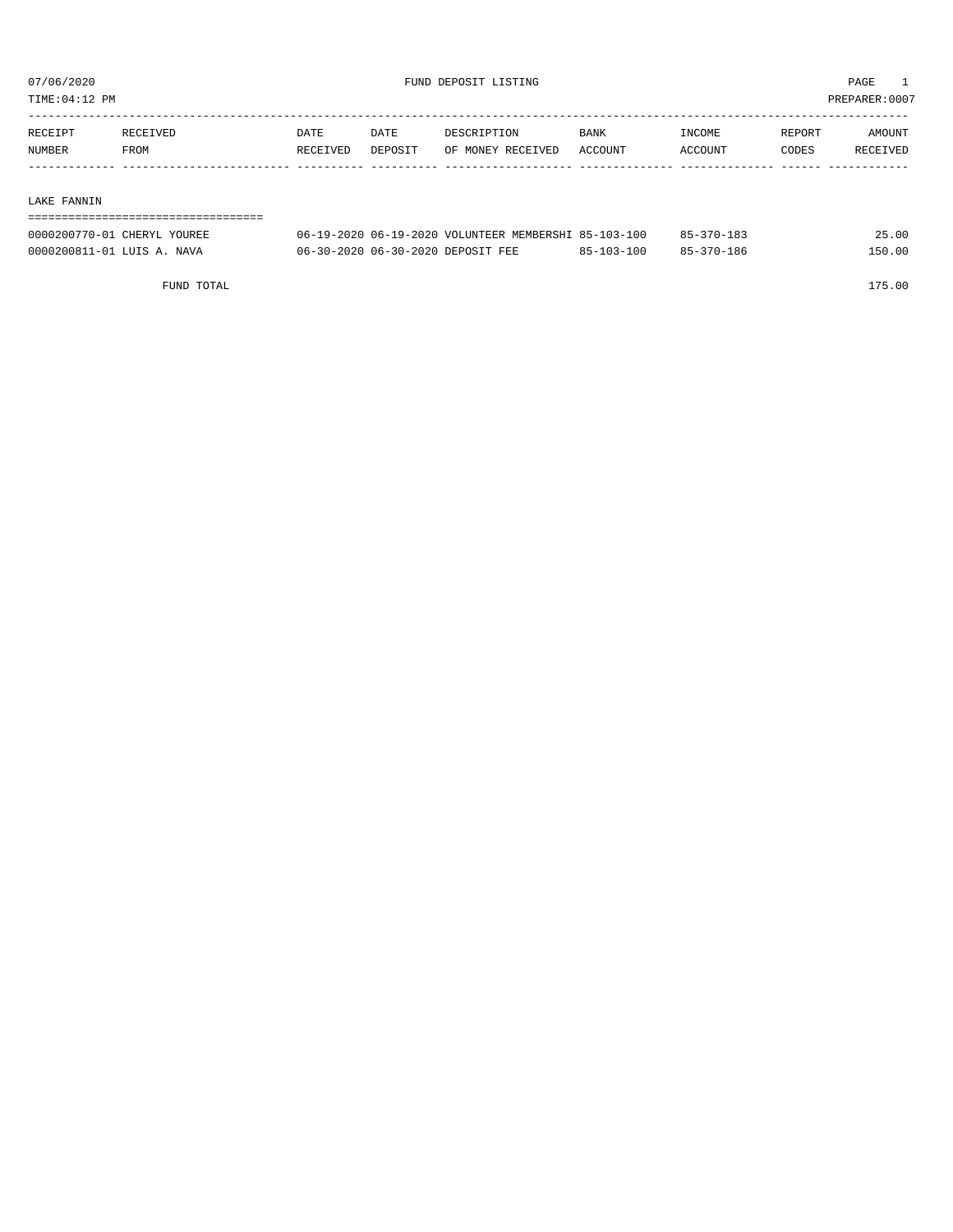07/06/2020 FUND DEPOSIT LISTING PAGE 1

TIME:04:12 PM PREPARER:0007

| RECEIPT NUMBER | RECEIVED FROM | DATE RECEIVED | DATE DEPOSIT | DESCRIPTION OF MONEY RECEIVED | BANK ACCOUNT | INCOME ACCOUNT | REPORT CODES | AMOUNT RECEIVED |
|---|---|---|---|---|---|---|---|---|
| **LAKE FANNIN** | | | | | | | | |
| 0000200770-01 | CHERYL YOUREE | 06-19-2020 | 06-19-2020 | VOLUNTEER MEMBERSHI | 85-103-100 | 85-370-183 | | 25.00 |
| 0000200811-01 | LUIS A. NAVA | 06-30-2020 | 06-30-2020 | DEPOSIT FEE | 85-103-100 | 85-370-186 | | 150.00 |
| | FUND TOTAL | | | | | | | 175.00 |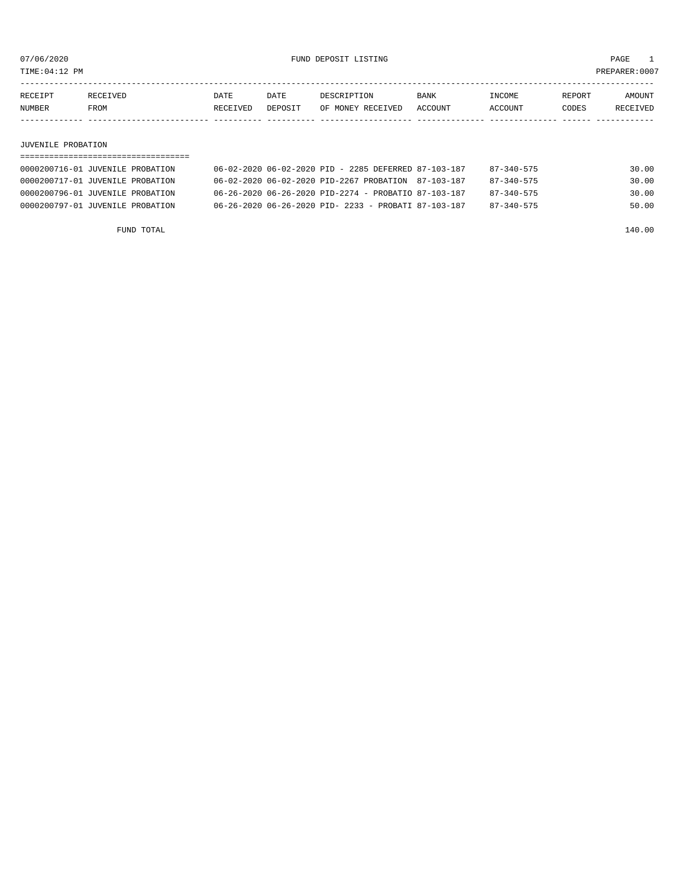07/06/2020 FUND DEPOSIT LISTING

TIME:04:12 PM PREPARER:0007

| RECEIPT NUMBER | RECEIVED FROM | DATE RECEIVED | DATE DEPOSIT | DESCRIPTION OF MONEY RECEIVED | BANK ACCOUNT | INCOME ACCOUNT | REPORT CODES | AMOUNT RECEIVED |
|---|---|---|---|---|---|---|---|---|
| **JUVENILE PROBATION** | | | | | | | | |
| 0000200716-01 | JUVENILE PROBATION | 06-02-2020 | 06-02-2020 | PID - 2285 DEFERRED | 87-103-187 | 87-340-575 | | 30.00 |
| 0000200717-01 | JUVENILE PROBATION | 06-02-2020 | 06-02-2020 | PID-2267 PROBATION | 87-103-187 | 87-340-575 | | 30.00 |
| 0000200796-01 | JUVENILE PROBATION | 06-26-2020 | 06-26-2020 | PID-2274 - PROBATIO | 87-103-187 | 87-340-575 | | 30.00 |
| 0000200797-01 | JUVENILE PROBATION | 06-26-2020 | 06-26-2020 | PID- 2233 - PROBATI | 87-103-187 | 87-340-575 | | 50.00 |
| | FUND TOTAL | | | | | | | 140.00 |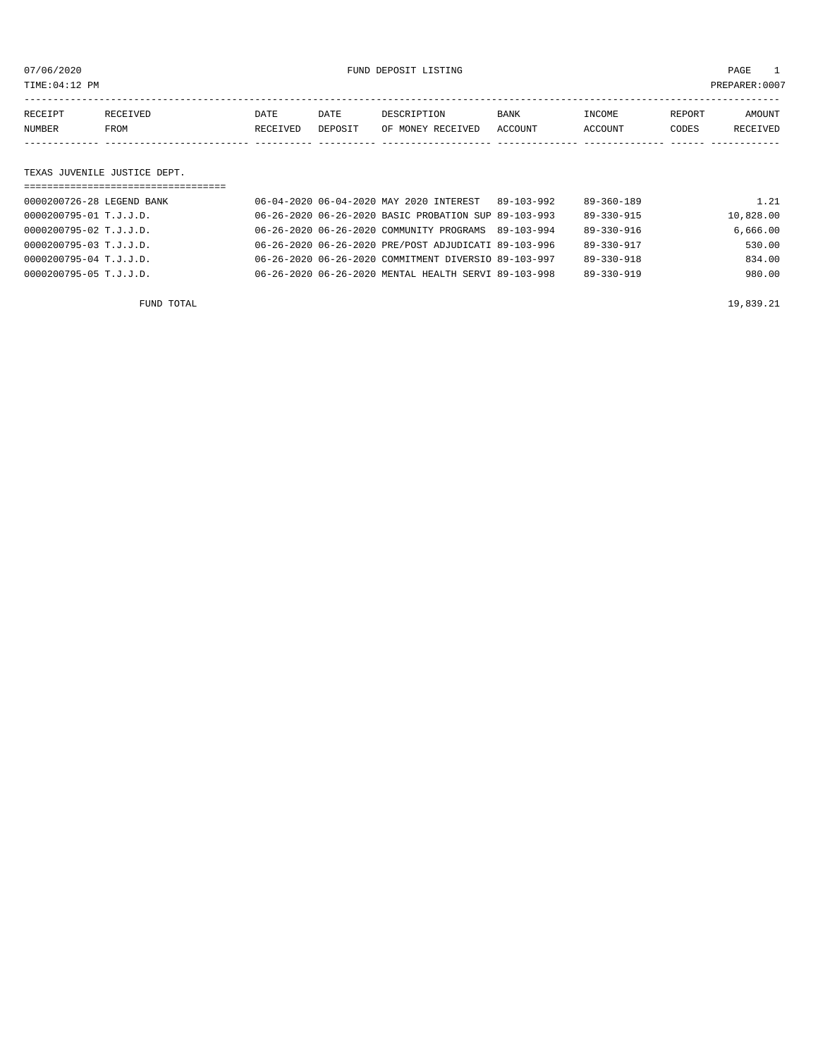07/06/2020 FUND DEPOSIT LISTING PAGE 1

TIME:04:12 PM PREPARER:0007

| RECEIPT NUMBER | RECEIVED FROM | DATE RECEIVED | DATE DEPOSIT | DESCRIPTION OF MONEY RECEIVED | BANK ACCOUNT | INCOME ACCOUNT | REPORT CODES | AMOUNT RECEIVED |
|---|---|---|---|---|---|---|---|---|
| **TEXAS JUVENILE JUSTICE DEPT.** | | | | | | | | |
| 0000200726-28 | LEGEND BANK | 06-04-2020 | 06-04-2020 | MAY 2020 INTEREST | 89-103-992 | 89-360-189 | | 1.21 |
| 0000200795-01 | T.J.J.D. | 06-26-2020 | 06-26-2020 | BASIC PROBATION SUP | 89-103-993 | 89-330-915 | | 10,828.00 |
| 0000200795-02 | T.J.J.D. | 06-26-2020 | 06-26-2020 | COMMUNITY PROGRAMS | 89-103-994 | 89-330-916 | | 6,666.00 |
| 0000200795-03 | T.J.J.D. | 06-26-2020 | 06-26-2020 | PRE/POST ADJUDICATI | 89-103-996 | 89-330-917 | | 530.00 |
| 0000200795-04 | T.J.J.D. | 06-26-2020 | 06-26-2020 | COMMITMENT DIVERSIO | 89-103-997 | 89-330-918 | | 834.00 |
| 0000200795-05 | T.J.J.D. | 06-26-2020 | 06-26-2020 | MENTAL HEALTH SERVI | 89-103-998 | 89-330-919 | | 980.00 |
| | FUND TOTAL | | | | | | | 19,839.21 |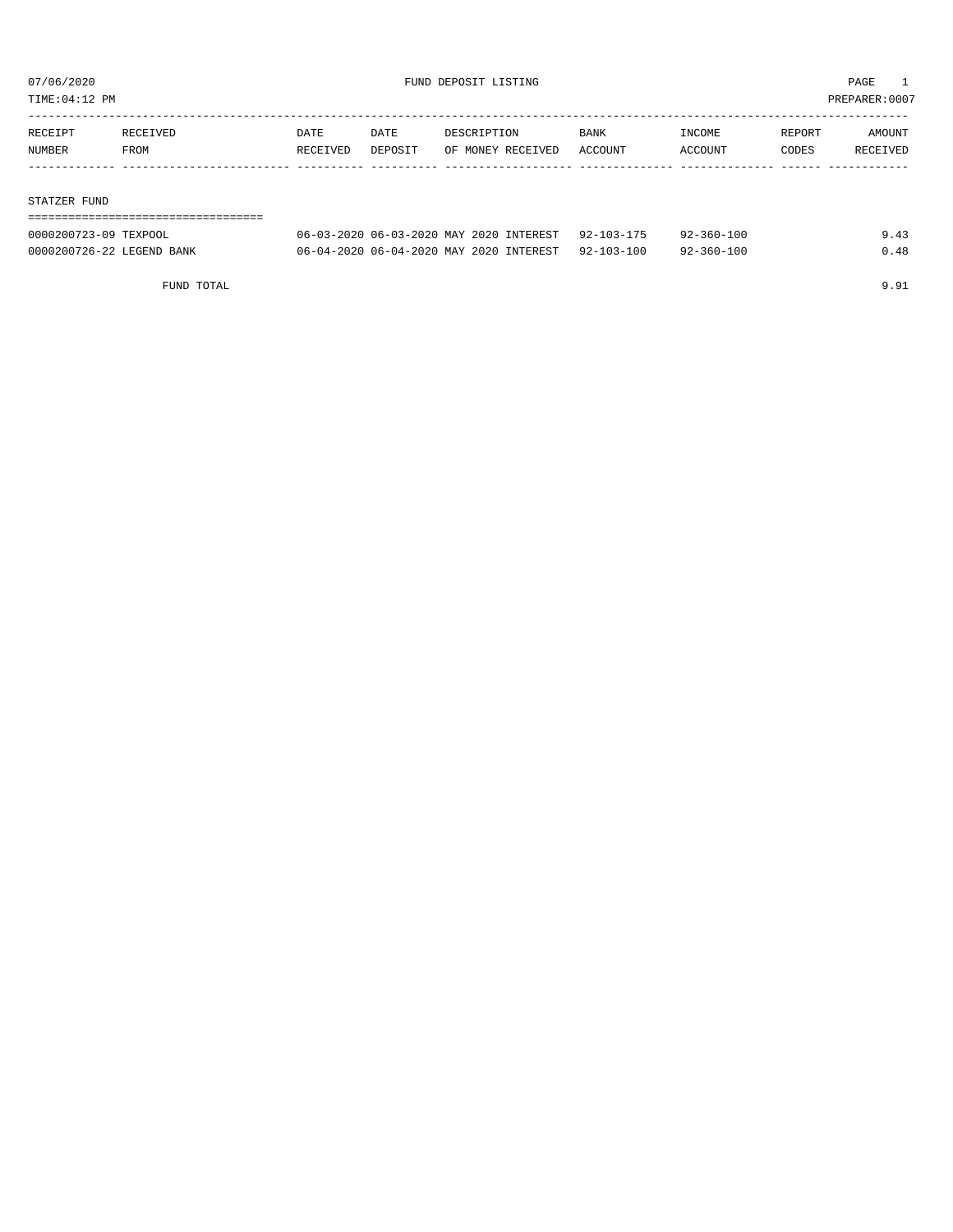07/06/2020 FUND DEPOSIT LISTING PAGE 1

TIME:04:12 PM PREPARER:0007

| RECEIPT NUMBER | RECEIVED FROM | DATE RECEIVED | DATE DEPOSIT | DESCRIPTION OF MONEY RECEIVED | BANK ACCOUNT | INCOME ACCOUNT | REPORT CODES | AMOUNT RECEIVED |
|---|---|---|---|---|---|---|---|---|
| STATZER FUND | | | | | | | | |
| 0000200723-09 | TEXPOOL | 06-03-2020 | 06-03-2020 | MAY 2020 INTEREST | 92-103-175 | 92-360-100 | | 9.43 |
| 0000200726-22 | LEGEND BANK | 06-04-2020 | 06-04-2020 | MAY 2020 INTEREST | 92-103-100 | 92-360-100 | | 0.48 |
| | FUND TOTAL | | | | | | | 9.91 |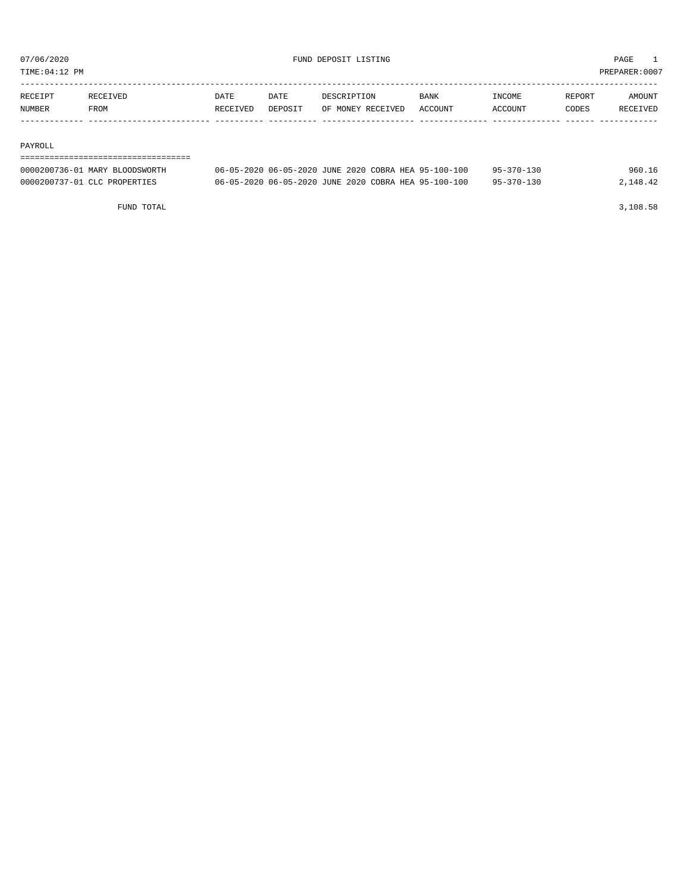07/06/2020 FUND DEPOSIT LISTING PAGE 1

TIME:04:12 PM PREPARER:0007

| RECEIPT NUMBER | RECEIVED FROM | DATE RECEIVED | DATE DEPOSIT | DESCRIPTION OF MONEY RECEIVED | BANK ACCOUNT | INCOME ACCOUNT | REPORT CODES | AMOUNT RECEIVED |
|---|---|---|---|---|---|---|---|---|
| **PAYROLL** | | | | | | | | |
| 0000200736-01 | MARY BLOODSWORTH | 06-05-2020 | 06-05-2020 | JUNE 2020 COBRA HEA | 95-100-100 | 95-370-130 | | 960.16 |
| 0000200737-01 | CLC PROPERTIES | 06-05-2020 | 06-05-2020 | JUNE 2020 COBRA HEA | 95-100-100 | 95-370-130 | | 2,148.42 |
| | FUND TOTAL | | | | | | | 3,108.58 |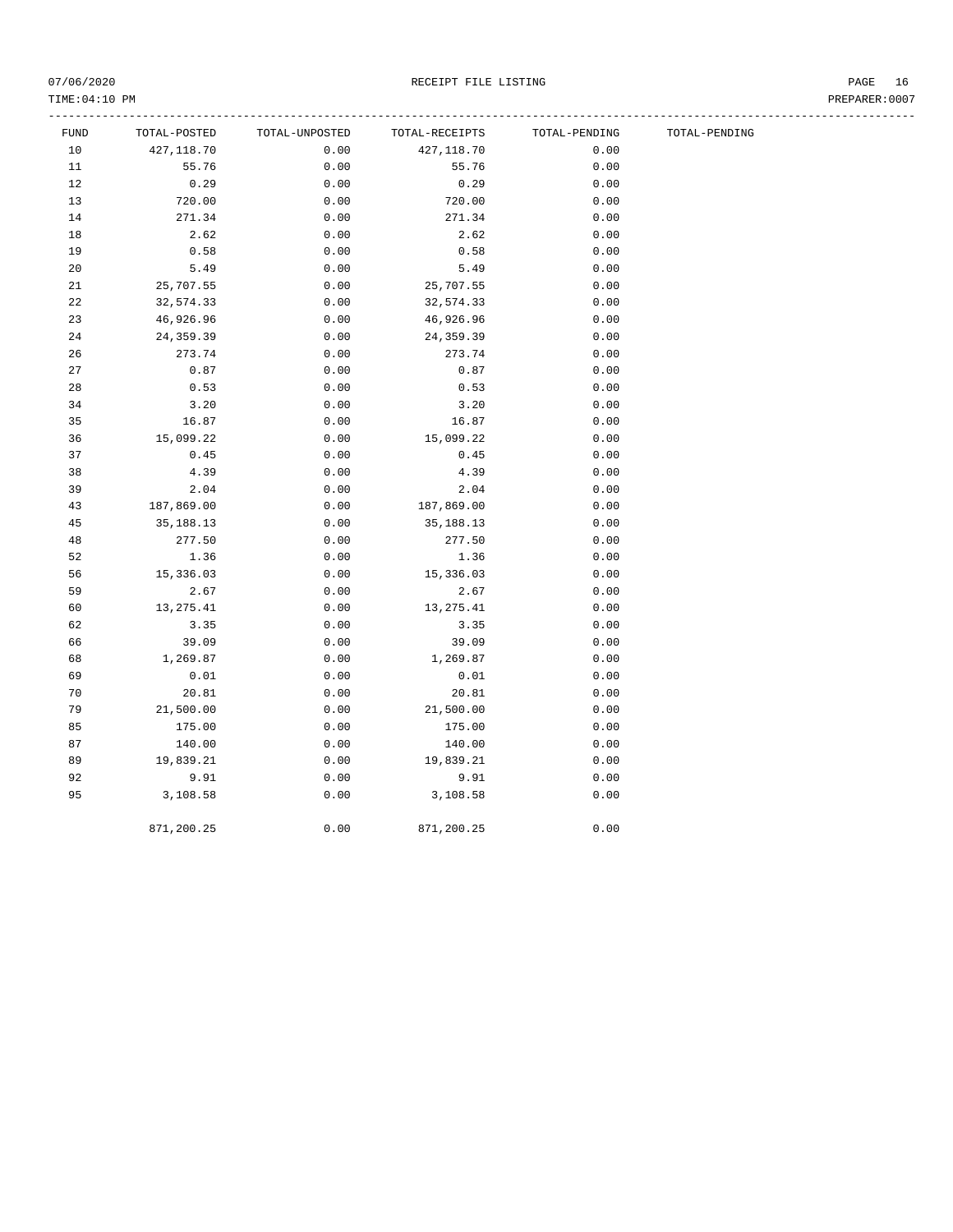07/06/2020 RECEIPT FILE LISTING

TIME:04:10 PM PREPARER:0007

| FUND | TOTAL-POSTED | TOTAL-UNPOSTED | TOTAL-RECEIPTS | TOTAL-PENDING | TOTAL-PENDING |
|---|---|---|---|---|---|
| 10 | 427,118.70 | 0.00 | 427,118.70 | 0.00 | |
| 11 | 55.76 | 0.00 | 55.76 | 0.00 | |
| 12 | 0.29 | 0.00 | 0.29 | 0.00 | |
| 13 | 720.00 | 0.00 | 720.00 | 0.00 | |
| 14 | 271.34 | 0.00 | 271.34 | 0.00 | |
| 18 | 2.62 | 0.00 | 2.62 | 0.00 | |
| 19 | 0.58 | 0.00 | 0.58 | 0.00 | |
| 20 | 5.49 | 0.00 | 5.49 | 0.00 | |
| 21 | 25,707.55 | 0.00 | 25,707.55 | 0.00 | |
| 22 | 32,574.33 | 0.00 | 32,574.33 | 0.00 | |
| 23 | 46,926.96 | 0.00 | 46,926.96 | 0.00 | |
| 24 | 24,359.39 | 0.00 | 24,359.39 | 0.00 | |
| 26 | 273.74 | 0.00 | 273.74 | 0.00 | |
| 27 | 0.87 | 0.00 | 0.87 | 0.00 | |
| 28 | 0.53 | 0.00 | 0.53 | 0.00 | |
| 34 | 3.20 | 0.00 | 3.20 | 0.00 | |
| 35 | 16.87 | 0.00 | 16.87 | 0.00 | |
| 36 | 15,099.22 | 0.00 | 15,099.22 | 0.00 | |
| 37 | 0.45 | 0.00 | 0.45 | 0.00 | |
| 38 | 4.39 | 0.00 | 4.39 | 0.00 | |
| 39 | 2.04 | 0.00 | 2.04 | 0.00 | |
| 43 | 187,869.00 | 0.00 | 187,869.00 | 0.00 | |
| 45 | 35,188.13 | 0.00 | 35,188.13 | 0.00 | |
| 48 | 277.50 | 0.00 | 277.50 | 0.00 | |
| 52 | 1.36 | 0.00 | 1.36 | 0.00 | |
| 56 | 15,336.03 | 0.00 | 15,336.03 | 0.00 | |
| 59 | 2.67 | 0.00 | 2.67 | 0.00 | |
| 60 | 13,275.41 | 0.00 | 13,275.41 | 0.00 | |
| 62 | 3.35 | 0.00 | 3.35 | 0.00 | |
| 66 | 39.09 | 0.00 | 39.09 | 0.00 | |
| 68 | 1,269.87 | 0.00 | 1,269.87 | 0.00 | |
| 69 | 0.01 | 0.00 | 0.01 | 0.00 | |
| 70 | 20.81 | 0.00 | 20.81 | 0.00 | |
| 79 | 21,500.00 | 0.00 | 21,500.00 | 0.00 | |
| 85 | 175.00 | 0.00 | 175.00 | 0.00 | |
| 87 | 140.00 | 0.00 | 140.00 | 0.00 | |
| 89 | 19,839.21 | 0.00 | 19,839.21 | 0.00 | |
| 92 | 9.91 | 0.00 | 9.91 | 0.00 | |
| 95 | 3,108.58 | 0.00 | 3,108.58 | 0.00 | |
| | 871,200.25 | 0.00 | 871,200.25 | 0.00 | |